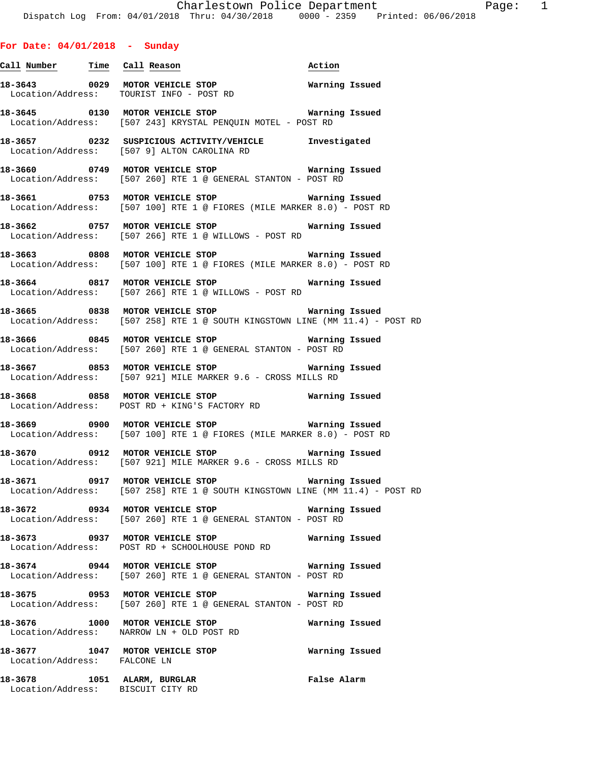Charlestown Police Department
Dispatch Log From: 04/01/2018 Thru: 04/30/2018 0000 - 2359 Printed: 06/06/2018

## For Date: 04/01/2018 - Sunday

| Call Number | Time | Call Reason | Action |
|---|---|---|---|
| 18-3643 | 0029 | MOTOR VEHICLE STOP | Warning Issued |
| Location/Address: | | TOURIST INFO - POST RD | |
| 18-3645 | 0130 | MOTOR VEHICLE STOP | Warning Issued |
| Location/Address: | | [507 243] KRYSTAL PENQUIN MOTEL - POST RD | |
| 18-3657 | 0232 | SUSPICIOUS ACTIVITY/VEHICLE | Investigated |
| Location/Address: | | [507 9] ALTON CAROLINA RD | |
| 18-3660 | 0749 | MOTOR VEHICLE STOP | Warning Issued |
| Location/Address: | | [507 260] RTE 1 @ GENERAL STANTON - POST RD | |
| 18-3661 | 0753 | MOTOR VEHICLE STOP | Warning Issued |
| Location/Address: | | [507 100] RTE 1 @ FIORES (MILE MARKER 8.0) - POST RD | |
| 18-3662 | 0757 | MOTOR VEHICLE STOP | Warning Issued |
| Location/Address: | | [507 266] RTE 1 @ WILLOWS - POST RD | |
| 18-3663 | 0808 | MOTOR VEHICLE STOP | Warning Issued |
| Location/Address: | | [507 100] RTE 1 @ FIORES (MILE MARKER 8.0) - POST RD | |
| 18-3664 | 0817 | MOTOR VEHICLE STOP | Warning Issued |
| Location/Address: | | [507 266] RTE 1 @ WILLOWS - POST RD | |
| 18-3665 | 0838 | MOTOR VEHICLE STOP | Warning Issued |
| Location/Address: | | [507 258] RTE 1 @ SOUTH KINGSTOWN LINE (MM 11.4) - POST RD | |
| 18-3666 | 0845 | MOTOR VEHICLE STOP | Warning Issued |
| Location/Address: | | [507 260] RTE 1 @ GENERAL STANTON - POST RD | |
| 18-3667 | 0853 | MOTOR VEHICLE STOP | Warning Issued |
| Location/Address: | | [507 921] MILE MARKER 9.6 - CROSS MILLS RD | |
| 18-3668 | 0858 | MOTOR VEHICLE STOP | Warning Issued |
| Location/Address: | | POST RD + KING'S FACTORY RD | |
| 18-3669 | 0900 | MOTOR VEHICLE STOP | Warning Issued |
| Location/Address: | | [507 100] RTE 1 @ FIORES (MILE MARKER 8.0) - POST RD | |
| 18-3670 | 0912 | MOTOR VEHICLE STOP | Warning Issued |
| Location/Address: | | [507 921] MILE MARKER 9.6 - CROSS MILLS RD | |
| 18-3671 | 0917 | MOTOR VEHICLE STOP | Warning Issued |
| Location/Address: | | [507 258] RTE 1 @ SOUTH KINGSTOWN LINE (MM 11.4) - POST RD | |
| 18-3672 | 0934 | MOTOR VEHICLE STOP | Warning Issued |
| Location/Address: | | [507 260] RTE 1 @ GENERAL STANTON - POST RD | |
| 18-3673 | 0937 | MOTOR VEHICLE STOP | Warning Issued |
| Location/Address: | | POST RD + SCHOOLHOUSE POND RD | |
| 18-3674 | 0944 | MOTOR VEHICLE STOP | Warning Issued |
| Location/Address: | | [507 260] RTE 1 @ GENERAL STANTON - POST RD | |
| 18-3675 | 0953 | MOTOR VEHICLE STOP | Warning Issued |
| Location/Address: | | [507 260] RTE 1 @ GENERAL STANTON - POST RD | |
| 18-3676 | 1000 | MOTOR VEHICLE STOP | Warning Issued |
| Location/Address: | | NARROW LN + OLD POST RD | |
| 18-3677 | 1047 | MOTOR VEHICLE STOP | Warning Issued |
| Location/Address: | | FALCONE LN | |
| 18-3678 | 1051 | ALARM, BURGLAR | False Alarm |
| Location/Address: | | BISCUIT CITY RD | |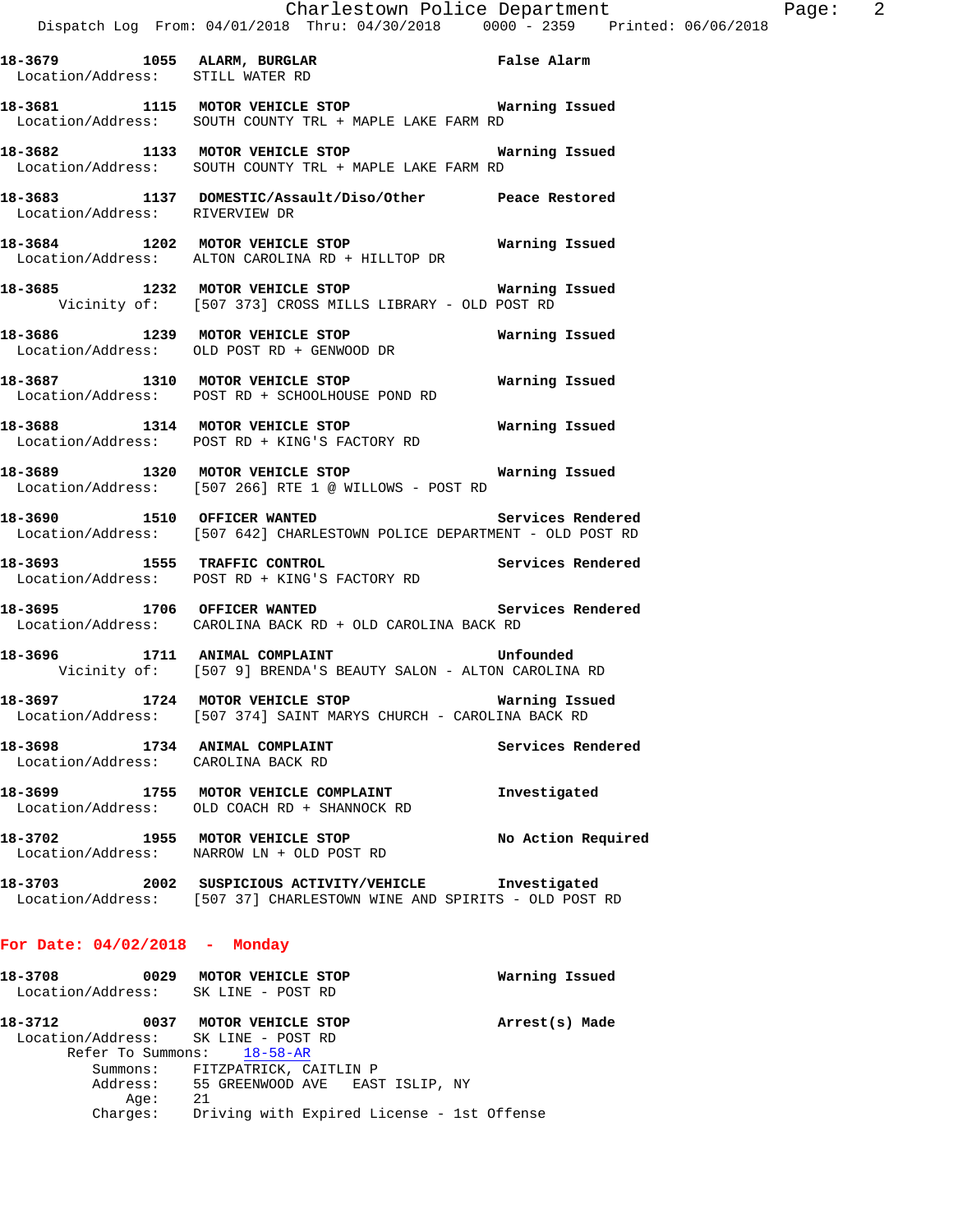**18-3679 1055 ALARM, BURGLAR** **False Alarm**
Location/Address: STILL WATER RD

**18-3681 1115 MOTOR VEHICLE STOP** **Warning Issued**
Location/Address: SOUTH COUNTY TRL + MAPLE LAKE FARM RD

**18-3682 1133 MOTOR VEHICLE STOP** **Warning Issued**
Location/Address: SOUTH COUNTY TRL + MAPLE LAKE FARM RD

**18-3683 1137 DOMESTIC/Assault/Diso/Other** **Peace Restored**
Location/Address: RIVERVIEW DR

**18-3684 1202 MOTOR VEHICLE STOP** **Warning Issued**
Location/Address: ALTON CAROLINA RD + HILLTOP DR

**18-3685 1232 MOTOR VEHICLE STOP** **Warning Issued**
Vicinity of: [507 373] CROSS MILLS LIBRARY - OLD POST RD

**18-3686 1239 MOTOR VEHICLE STOP** **Warning Issued**
Location/Address: OLD POST RD + GENWOOD DR

**18-3687 1310 MOTOR VEHICLE STOP** **Warning Issued**
Location/Address: POST RD + SCHOOLHOUSE POND RD

**18-3688 1314 MOTOR VEHICLE STOP** **Warning Issued**
Location/Address: POST RD + KING'S FACTORY RD

**18-3689 1320 MOTOR VEHICLE STOP** **Warning Issued**
Location/Address: [507 266] RTE 1 @ WILLOWS - POST RD

**18-3690 1510 OFFICER WANTED** **Services Rendered**
Location/Address: [507 642] CHARLESTOWN POLICE DEPARTMENT - OLD POST RD

**18-3693 1555 TRAFFIC CONTROL** **Services Rendered**
Location/Address: POST RD + KING'S FACTORY RD

**18-3695 1706 OFFICER WANTED** **Services Rendered**
Location/Address: CAROLINA BACK RD + OLD CAROLINA BACK RD

**18-3696 1711 ANIMAL COMPLAINT** **Unfounded**
Vicinity of: [507 9] BRENDA'S BEAUTY SALON - ALTON CAROLINA RD

**18-3697 1724 MOTOR VEHICLE STOP** **Warning Issued**
Location/Address: [507 374] SAINT MARYS CHURCH - CAROLINA BACK RD

**18-3698 1734 ANIMAL COMPLAINT** **Services Rendered**
Location/Address: CAROLINA BACK RD

**18-3699 1755 MOTOR VEHICLE COMPLAINT** **Investigated**
Location/Address: OLD COACH RD + SHANNOCK RD

**18-3702 1955 MOTOR VEHICLE STOP** **No Action Required**
Location/Address: NARROW LN + OLD POST RD

**18-3703 2002 SUSPICIOUS ACTIVITY/VEHICLE** **Investigated**
Location/Address: [507 37] CHARLESTOWN WINE AND SPIRITS - OLD POST RD

## For Date: 04/02/2018 - Monday

**18-3708 0029 MOTOR VEHICLE STOP** **Warning Issued**
Location/Address: SK LINE - POST RD

**18-3712 0037 MOTOR VEHICLE STOP** **Arrest(s) Made**
Location/Address: SK LINE - POST RD
Refer To Summons: 18-58-AR
Summons: FITZPATRICK, CAITLIN P
Address: 55 GREENWOOD AVE EAST ISLIP, NY
Age: 21
Charges: Driving with Expired License - 1st Offense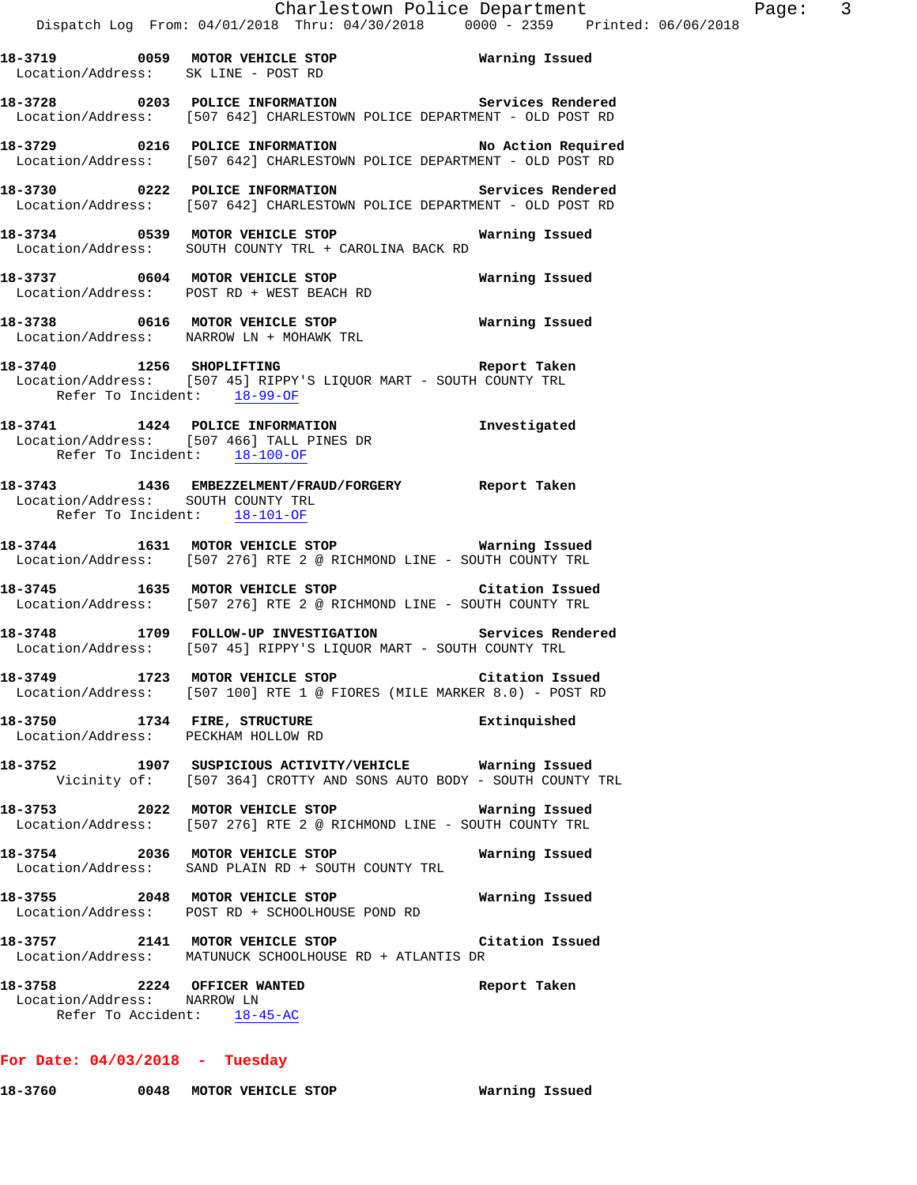**18-3719 0059 MOTOR VEHICLE STOP** Warning Issued
Location/Address: SK LINE - POST RD

**18-3728 0203 POLICE INFORMATION** Services Rendered
Location/Address: [507 642] CHARLESTOWN POLICE DEPARTMENT - OLD POST RD

**18-3729 0216 POLICE INFORMATION** No Action Required
Location/Address: [507 642] CHARLESTOWN POLICE DEPARTMENT - OLD POST RD

**18-3730 0222 POLICE INFORMATION** Services Rendered
Location/Address: [507 642] CHARLESTOWN POLICE DEPARTMENT - OLD POST RD

**18-3734 0539 MOTOR VEHICLE STOP** Warning Issued
Location/Address: SOUTH COUNTY TRL + CAROLINA BACK RD

**18-3737 0604 MOTOR VEHICLE STOP** Warning Issued
Location/Address: POST RD + WEST BEACH RD

**18-3738 0616 MOTOR VEHICLE STOP** Warning Issued
Location/Address: NARROW LN + MOHAWK TRL

**18-3740 1256 SHOPLIFTING** Report Taken
Location/Address: [507 45] RIPPY'S LIQUOR MART - SOUTH COUNTY TRL
Refer To Incident: 18-99-OF

**18-3741 1424 POLICE INFORMATION** Investigated
Location/Address: [507 466] TALL PINES DR
Refer To Incident: 18-100-OF

**18-3743 1436 EMBEZZELMENT/FRAUD/FORGERY** Report Taken
Location/Address: SOUTH COUNTY TRL
Refer To Incident: 18-101-OF

**18-3744 1631 MOTOR VEHICLE STOP** Warning Issued
Location/Address: [507 276] RTE 2 @ RICHMOND LINE - SOUTH COUNTY TRL

**18-3745 1635 MOTOR VEHICLE STOP** Citation Issued
Location/Address: [507 276] RTE 2 @ RICHMOND LINE - SOUTH COUNTY TRL

**18-3748 1709 FOLLOW-UP INVESTIGATION** Services Rendered
Location/Address: [507 45] RIPPY'S LIQUOR MART - SOUTH COUNTY TRL

**18-3749 1723 MOTOR VEHICLE STOP** Citation Issued
Location/Address: [507 100] RTE 1 @ FIORES (MILE MARKER 8.0) - POST RD

**18-3750 1734 FIRE, STRUCTURE** Extinquished
Location/Address: PECKHAM HOLLOW RD

**18-3752 1907 SUSPICIOUS ACTIVITY/VEHICLE** Warning Issued
Vicinity of: [507 364] CROTTY AND SONS AUTO BODY - SOUTH COUNTY TRL

**18-3753 2022 MOTOR VEHICLE STOP** Warning Issued
Location/Address: [507 276] RTE 2 @ RICHMOND LINE - SOUTH COUNTY TRL

**18-3754 2036 MOTOR VEHICLE STOP** Warning Issued
Location/Address: SAND PLAIN RD + SOUTH COUNTY TRL

**18-3755 2048 MOTOR VEHICLE STOP** Warning Issued
Location/Address: POST RD + SCHOOLHOUSE POND RD

**18-3757 2141 MOTOR VEHICLE STOP** Citation Issued
Location/Address: MATUNUCK SCHOOLHOUSE RD + ATLANTIS DR

**18-3758 2224 OFFICER WANTED** Report Taken
Location/Address: NARROW LN
Refer To Accident: 18-45-AC

## For Date: 04/03/2018 - Tuesday

**18-3760 0048 MOTOR VEHICLE STOP** Warning Issued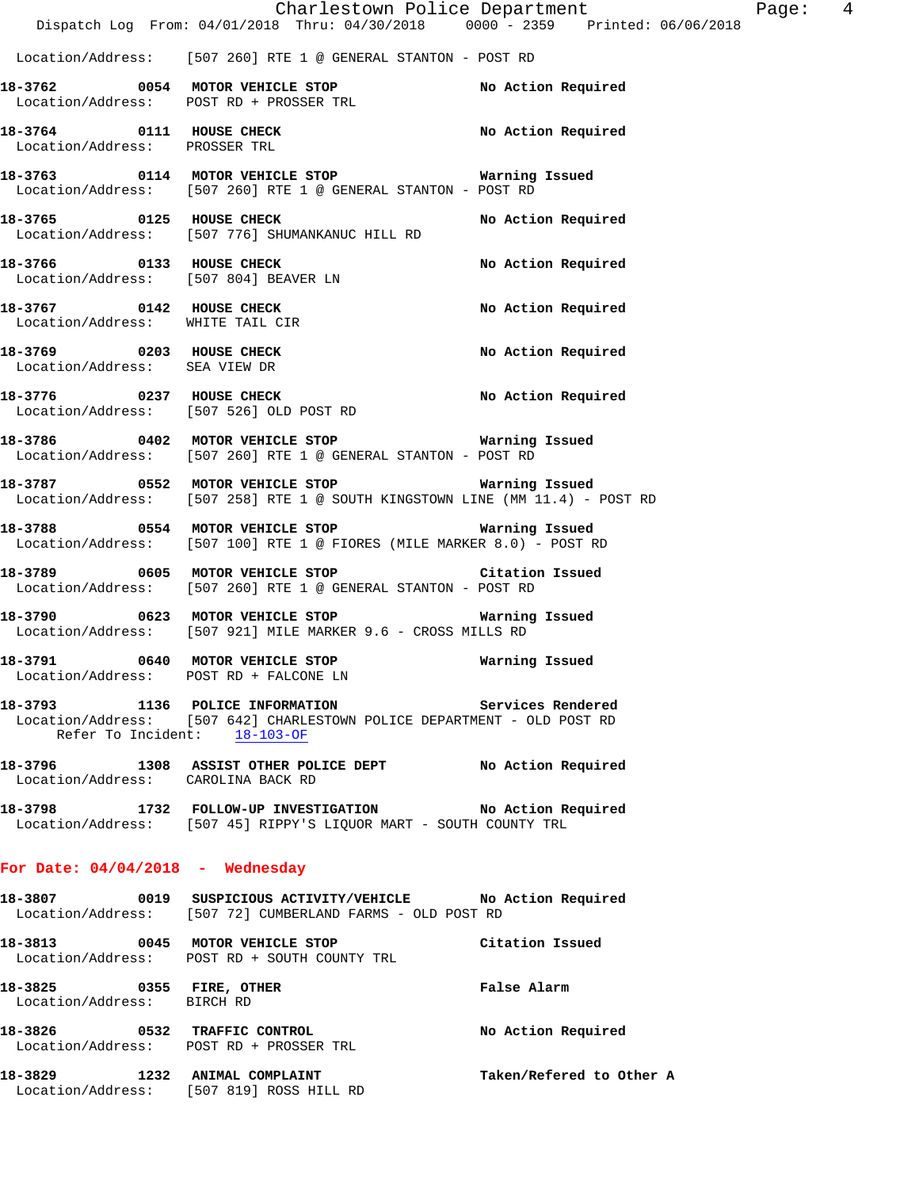Location/Address: [507 260] RTE 1 @ GENERAL STANTON - POST RD

**18-3762 0054 MOTOR VEHICLE STOP** **No Action Required**
Location/Address: POST RD + PROSSER TRL

**18-3764 0111 HOUSE CHECK** **No Action Required**
Location/Address: PROSSER TRL

**18-3763 0114 MOTOR VEHICLE STOP** **Warning Issued**
Location/Address: [507 260] RTE 1 @ GENERAL STANTON - POST RD

**18-3765 0125 HOUSE CHECK** **No Action Required**
Location/Address: [507 776] SHUMANKANUC HILL RD

**18-3766 0133 HOUSE CHECK** **No Action Required**
Location/Address: [507 804] BEAVER LN

**18-3767 0142 HOUSE CHECK** **No Action Required**
Location/Address: WHITE TAIL CIR

**18-3769 0203 HOUSE CHECK** **No Action Required**
Location/Address: SEA VIEW DR

**18-3776 0237 HOUSE CHECK** **No Action Required**
Location/Address: [507 526] OLD POST RD

**18-3786 0402 MOTOR VEHICLE STOP** **Warning Issued**
Location/Address: [507 260] RTE 1 @ GENERAL STANTON - POST RD

**18-3787 0552 MOTOR VEHICLE STOP** **Warning Issued**
Location/Address: [507 258] RTE 1 @ SOUTH KINGSTOWN LINE (MM 11.4) - POST RD

**18-3788 0554 MOTOR VEHICLE STOP** **Warning Issued**
Location/Address: [507 100] RTE 1 @ FIORES (MILE MARKER 8.0) - POST RD

**18-3789 0605 MOTOR VEHICLE STOP** **Citation Issued**
Location/Address: [507 260] RTE 1 @ GENERAL STANTON - POST RD

**18-3790 0623 MOTOR VEHICLE STOP** **Warning Issued**
Location/Address: [507 921] MILE MARKER 9.6 - CROSS MILLS RD

**18-3791 0640 MOTOR VEHICLE STOP** **Warning Issued**
Location/Address: POST RD + FALCONE LN

**18-3793 1136 POLICE INFORMATION** **Services Rendered**
Location/Address: [507 642] CHARLESTOWN POLICE DEPARTMENT - OLD POST RD
Refer To Incident: 18-103-OF

**18-3796 1308 ASSIST OTHER POLICE DEPT** **No Action Required**
Location/Address: CAROLINA BACK RD

**18-3798 1732 FOLLOW-UP INVESTIGATION** **No Action Required**
Location/Address: [507 45] RIPPY'S LIQUOR MART - SOUTH COUNTY TRL

## For Date: 04/04/2018 - Wednesday

**18-3807 0019 SUSPICIOUS ACTIVITY/VEHICLE** **No Action Required**
Location/Address: [507 72] CUMBERLAND FARMS - OLD POST RD

**18-3813 0045 MOTOR VEHICLE STOP** **Citation Issued**
Location/Address: POST RD + SOUTH COUNTY TRL

**18-3825 0355 FIRE, OTHER** **False Alarm**
Location/Address: BIRCH RD

**18-3826 0532 TRAFFIC CONTROL** **No Action Required**
Location/Address: POST RD + PROSSER TRL

**18-3829 1232 ANIMAL COMPLAINT** **Taken/Refered to Other A**
Location/Address: [507 819] ROSS HILL RD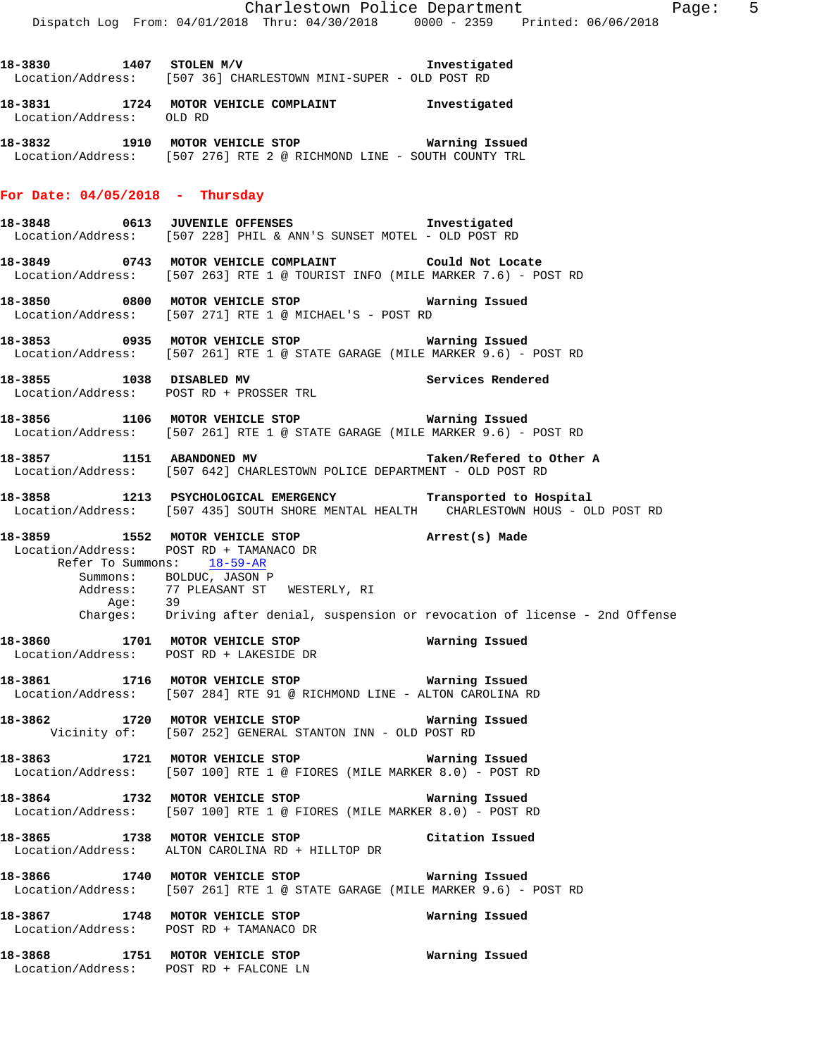**18-3830 1407 STOLEN M/V** Investigated
Location/Address: [507 36] CHARLESTOWN MINI-SUPER - OLD POST RD

**18-3831 1724 MOTOR VEHICLE COMPLAINT** Investigated
Location/Address: OLD RD

**18-3832 1910 MOTOR VEHICLE STOP** Warning Issued
Location/Address: [507 276] RTE 2 @ RICHMOND LINE - SOUTH COUNTY TRL

## For Date: 04/05/2018 - Thursday

**18-3848 0613 JUVENILE OFFENSES** Investigated
Location/Address: [507 228] PHIL & ANN'S SUNSET MOTEL - OLD POST RD

**18-3849 0743 MOTOR VEHICLE COMPLAINT** Could Not Locate
Location/Address: [507 263] RTE 1 @ TOURIST INFO (MILE MARKER 7.6) - POST RD

**18-3850 0800 MOTOR VEHICLE STOP** Warning Issued
Location/Address: [507 271] RTE 1 @ MICHAEL'S - POST RD

**18-3853 0935 MOTOR VEHICLE STOP** Warning Issued
Location/Address: [507 261] RTE 1 @ STATE GARAGE (MILE MARKER 9.6) - POST RD

**18-3855 1038 DISABLED MV** Services Rendered
Location/Address: POST RD + PROSSER TRL

**18-3856 1106 MOTOR VEHICLE STOP** Warning Issued
Location/Address: [507 261] RTE 1 @ STATE GARAGE (MILE MARKER 9.6) - POST RD

**18-3857 1151 ABANDONED MV** Taken/Refered to Other A
Location/Address: [507 642] CHARLESTOWN POLICE DEPARTMENT - OLD POST RD

**18-3858 1213 PSYCHOLOGICAL EMERGENCY** Transported to Hospital
Location/Address: [507 435] SOUTH SHORE MENTAL HEALTH CHARLESTOWN HOUS - OLD POST RD

**18-3859 1552 MOTOR VEHICLE STOP** Arrest(s) Made
Location/Address: POST RD + TAMANACO DR
Refer To Summons: 18-59-AR
Summons: BOLDUC, JASON P
Address: 77 PLEASANT ST WESTERLY, RI
Age: 39
Charges: Driving after denial, suspension or revocation of license - 2nd Offense

**18-3860 1701 MOTOR VEHICLE STOP** Warning Issued
Location/Address: POST RD + LAKESIDE DR

**18-3861 1716 MOTOR VEHICLE STOP** Warning Issued
Location/Address: [507 284] RTE 91 @ RICHMOND LINE - ALTON CAROLINA RD

**18-3862 1720 MOTOR VEHICLE STOP** Warning Issued
Vicinity of: [507 252] GENERAL STANTON INN - OLD POST RD

**18-3863 1721 MOTOR VEHICLE STOP** Warning Issued
Location/Address: [507 100] RTE 1 @ FIORES (MILE MARKER 8.0) - POST RD

**18-3864 1732 MOTOR VEHICLE STOP** Warning Issued
Location/Address: [507 100] RTE 1 @ FIORES (MILE MARKER 8.0) - POST RD

**18-3865 1738 MOTOR VEHICLE STOP** Citation Issued
Location/Address: ALTON CAROLINA RD + HILLTOP DR

**18-3866 1740 MOTOR VEHICLE STOP** Warning Issued
Location/Address: [507 261] RTE 1 @ STATE GARAGE (MILE MARKER 9.6) - POST RD

**18-3867 1748 MOTOR VEHICLE STOP** Warning Issued
Location/Address: POST RD + TAMANACO DR

**18-3868 1751 MOTOR VEHICLE STOP** Warning Issued
Location/Address: POST RD + FALCONE LN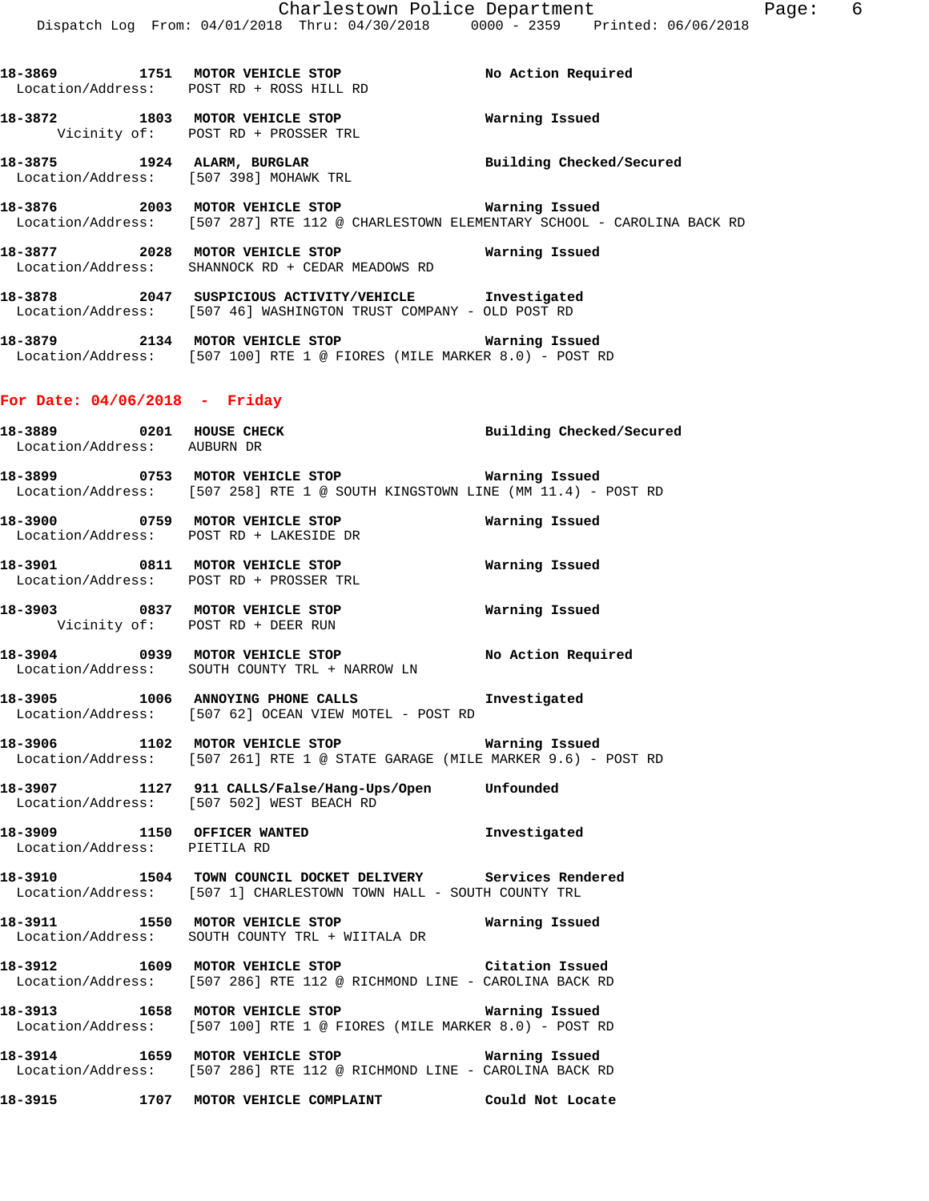18-3869 1751 MOTOR VEHICLE STOP No Action Required
Location/Address: POST RD + ROSS HILL RD

18-3872 1803 MOTOR VEHICLE STOP Warning Issued
Vicinity of: POST RD + PROSSER TRL

18-3875 1924 ALARM, BURGLAR Building Checked/Secured
Location/Address: [507 398] MOHAWK TRL

18-3876 2003 MOTOR VEHICLE STOP Warning Issued
Location/Address: [507 287] RTE 112 @ CHARLESTOWN ELEMENTARY SCHOOL - CAROLINA BACK RD

18-3877 2028 MOTOR VEHICLE STOP Warning Issued
Location/Address: SHANNOCK RD + CEDAR MEADOWS RD

18-3878 2047 SUSPICIOUS ACTIVITY/VEHICLE Investigated
Location/Address: [507 46] WASHINGTON TRUST COMPANY - OLD POST RD

18-3879 2134 MOTOR VEHICLE STOP Warning Issued
Location/Address: [507 100] RTE 1 @ FIORES (MILE MARKER 8.0) - POST RD

## For Date: 04/06/2018 - Friday

18-3889 0201 HOUSE CHECK Building Checked/Secured
Location/Address: AUBURN DR

18-3899 0753 MOTOR VEHICLE STOP Warning Issued
Location/Address: [507 258] RTE 1 @ SOUTH KINGSTOWN LINE (MM 11.4) - POST RD

18-3900 0759 MOTOR VEHICLE STOP Warning Issued
Location/Address: POST RD + LAKESIDE DR

18-3901 0811 MOTOR VEHICLE STOP Warning Issued
Location/Address: POST RD + PROSSER TRL

18-3903 0837 MOTOR VEHICLE STOP Warning Issued
Vicinity of: POST RD + DEER RUN

18-3904 0939 MOTOR VEHICLE STOP No Action Required
Location/Address: SOUTH COUNTY TRL + NARROW LN

18-3905 1006 ANNOYING PHONE CALLS Investigated
Location/Address: [507 62] OCEAN VIEW MOTEL - POST RD

18-3906 1102 MOTOR VEHICLE STOP Warning Issued
Location/Address: [507 261] RTE 1 @ STATE GARAGE (MILE MARKER 9.6) - POST RD

18-3907 1127 911 CALLS/False/Hang-Ups/Open Unfounded
Location/Address: [507 502] WEST BEACH RD

18-3909 1150 OFFICER WANTED Investigated
Location/Address: PIETILA RD

18-3910 1504 TOWN COUNCIL DOCKET DELIVERY Services Rendered
Location/Address: [507 1] CHARLESTOWN TOWN HALL - SOUTH COUNTY TRL

18-3911 1550 MOTOR VEHICLE STOP Warning Issued
Location/Address: SOUTH COUNTY TRL + WIITALA DR

18-3912 1609 MOTOR VEHICLE STOP Citation Issued
Location/Address: [507 286] RTE 112 @ RICHMOND LINE - CAROLINA BACK RD

18-3913 1658 MOTOR VEHICLE STOP Warning Issued
Location/Address: [507 100] RTE 1 @ FIORES (MILE MARKER 8.0) - POST RD

18-3914 1659 MOTOR VEHICLE STOP Warning Issued
Location/Address: [507 286] RTE 112 @ RICHMOND LINE - CAROLINA BACK RD

18-3915 1707 MOTOR VEHICLE COMPLAINT Could Not Locate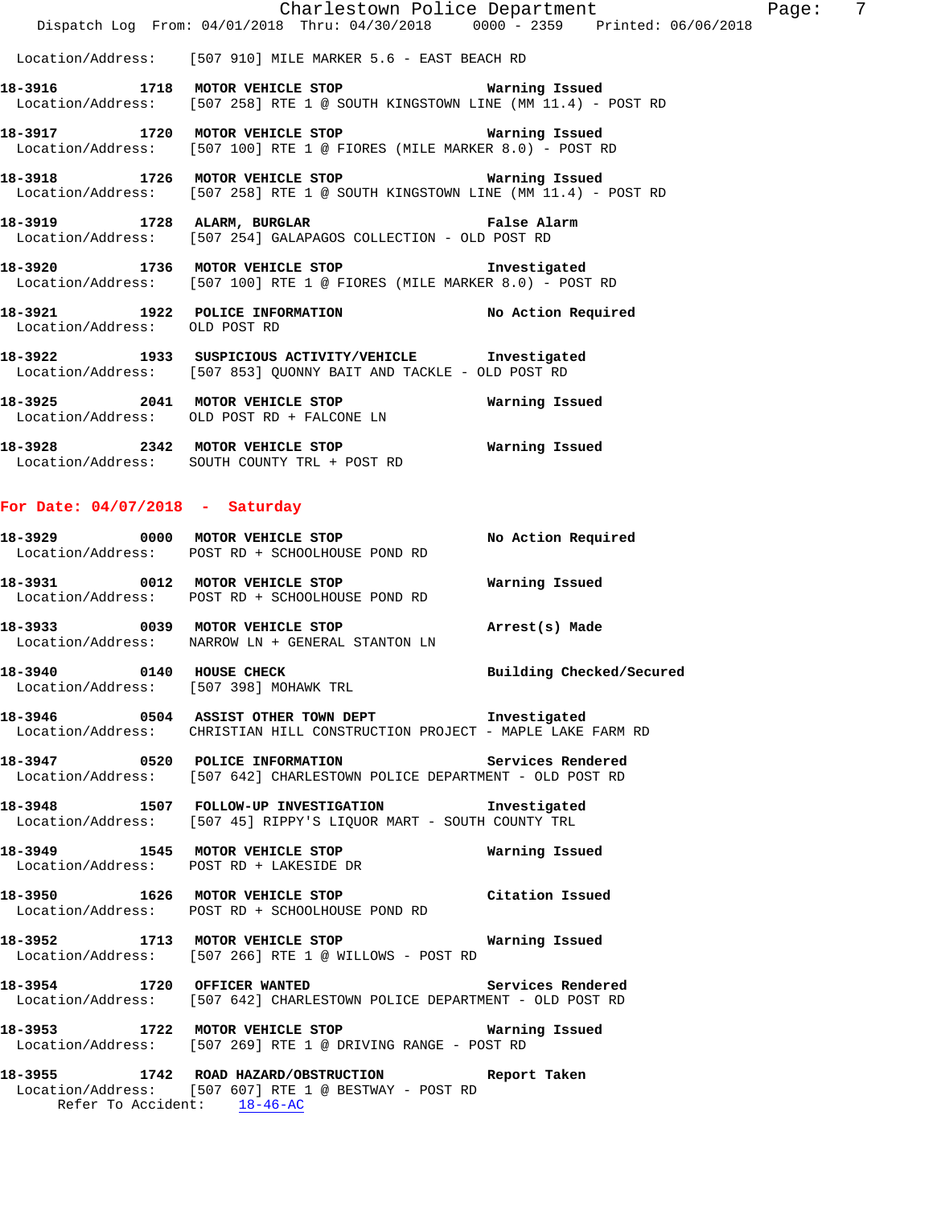Location/Address: [507 910] MILE MARKER 5.6 - EAST BEACH RD

**18-3916 1718 MOTOR VEHICLE STOP** Warning Issued
Location/Address: [507 258] RTE 1 @ SOUTH KINGSTOWN LINE (MM 11.4) - POST RD

**18-3917 1720 MOTOR VEHICLE STOP** Warning Issued
Location/Address: [507 100] RTE 1 @ FIORES (MILE MARKER 8.0) - POST RD

**18-3918 1726 MOTOR VEHICLE STOP** Warning Issued
Location/Address: [507 258] RTE 1 @ SOUTH KINGSTOWN LINE (MM 11.4) - POST RD

**18-3919 1728 ALARM, BURGLAR** False Alarm
Location/Address: [507 254] GALAPAGOS COLLECTION - OLD POST RD

**18-3920 1736 MOTOR VEHICLE STOP** Investigated
Location/Address: [507 100] RTE 1 @ FIORES (MILE MARKER 8.0) - POST RD

**18-3921 1922 POLICE INFORMATION** No Action Required
Location/Address: OLD POST RD

**18-3922 1933 SUSPICIOUS ACTIVITY/VEHICLE** Investigated
Location/Address: [507 853] QUONNY BAIT AND TACKLE - OLD POST RD

**18-3925 2041 MOTOR VEHICLE STOP** Warning Issued
Location/Address: OLD POST RD + FALCONE LN

**18-3928 2342 MOTOR VEHICLE STOP** Warning Issued
Location/Address: SOUTH COUNTY TRL + POST RD

## For Date: 04/07/2018 - Saturday

**18-3929 0000 MOTOR VEHICLE STOP** No Action Required
Location/Address: POST RD + SCHOOLHOUSE POND RD

**18-3931 0012 MOTOR VEHICLE STOP** Warning Issued
Location/Address: POST RD + SCHOOLHOUSE POND RD

**18-3933 0039 MOTOR VEHICLE STOP** Arrest(s) Made
Location/Address: NARROW LN + GENERAL STANTON LN

**18-3940 0140 HOUSE CHECK** Building Checked/Secured
Location/Address: [507 398] MOHAWK TRL

**18-3946 0504 ASSIST OTHER TOWN DEPT** Investigated
Location/Address: CHRISTIAN HILL CONSTRUCTION PROJECT - MAPLE LAKE FARM RD

**18-3947 0520 POLICE INFORMATION** Services Rendered
Location/Address: [507 642] CHARLESTOWN POLICE DEPARTMENT - OLD POST RD

**18-3948 1507 FOLLOW-UP INVESTIGATION** Investigated
Location/Address: [507 45] RIPPY'S LIQUOR MART - SOUTH COUNTY TRL

**18-3949 1545 MOTOR VEHICLE STOP** Warning Issued
Location/Address: POST RD + LAKESIDE DR

**18-3950 1626 MOTOR VEHICLE STOP** Citation Issued
Location/Address: POST RD + SCHOOLHOUSE POND RD

**18-3952 1713 MOTOR VEHICLE STOP** Warning Issued
Location/Address: [507 266] RTE 1 @ WILLOWS - POST RD

**18-3954 1720 OFFICER WANTED** Services Rendered
Location/Address: [507 642] CHARLESTOWN POLICE DEPARTMENT - OLD POST RD

**18-3953 1722 MOTOR VEHICLE STOP** Warning Issued
Location/Address: [507 269] RTE 1 @ DRIVING RANGE - POST RD

**18-3955 1742 ROAD HAZARD/OBSTRUCTION** Report Taken
Location/Address: [507 607] RTE 1 @ BESTWAY - POST RD
Refer To Accident: 18-46-AC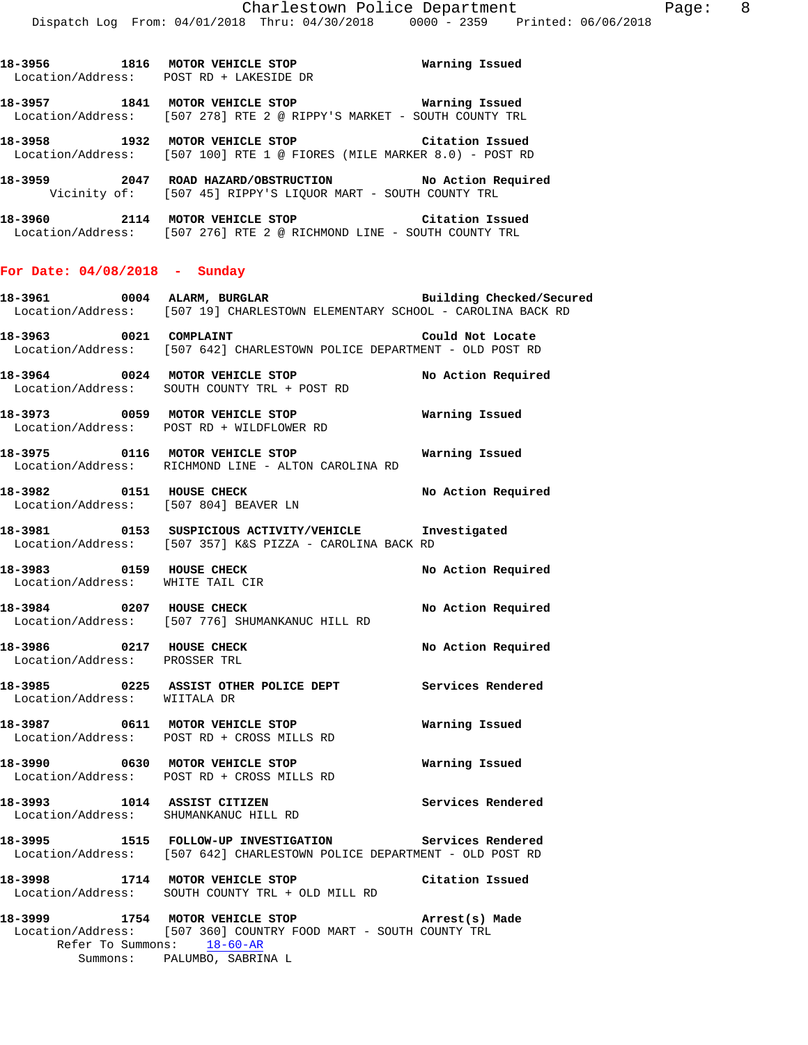18-3956 1816 **MOTOR VEHICLE STOP** **Warning Issued**
Location/Address: POST RD + LAKESIDE DR

18-3957 1841 **MOTOR VEHICLE STOP** **Warning Issued**
Location/Address: [507 278] RTE 2 @ RIPPY'S MARKET - SOUTH COUNTY TRL

18-3958 1932 **MOTOR VEHICLE STOP** **Citation Issued**
Location/Address: [507 100] RTE 1 @ FIORES (MILE MARKER 8.0) - POST RD

18-3959 2047 **ROAD HAZARD/OBSTRUCTION** **No Action Required**
Vicinity of: [507 45] RIPPY'S LIQUOR MART - SOUTH COUNTY TRL

18-3960 2114 **MOTOR VEHICLE STOP** **Citation Issued**
Location/Address: [507 276] RTE 2 @ RICHMOND LINE - SOUTH COUNTY TRL

## For Date: 04/08/2018 - Sunday

18-3961 0004 **ALARM, BURGLAR** **Building Checked/Secured**
Location/Address: [507 19] CHARLESTOWN ELEMENTARY SCHOOL - CAROLINA BACK RD

18-3963 0021 **COMPLAINT** **Could Not Locate**
Location/Address: [507 642] CHARLESTOWN POLICE DEPARTMENT - OLD POST RD

18-3964 0024 **MOTOR VEHICLE STOP** **No Action Required**
Location/Address: SOUTH COUNTY TRL + POST RD

18-3973 0059 **MOTOR VEHICLE STOP** **Warning Issued**
Location/Address: POST RD + WILDFLOWER RD

18-3975 0116 **MOTOR VEHICLE STOP** **Warning Issued**
Location/Address: RICHMOND LINE - ALTON CAROLINA RD

18-3982 0151 **HOUSE CHECK** **No Action Required**
Location/Address: [507 804] BEAVER LN

18-3981 0153 **SUSPICIOUS ACTIVITY/VEHICLE** **Investigated**
Location/Address: [507 357] K&S PIZZA - CAROLINA BACK RD

18-3983 0159 **HOUSE CHECK** **No Action Required**
Location/Address: WHITE TAIL CIR

18-3984 0207 **HOUSE CHECK** **No Action Required**
Location/Address: [507 776] SHUMANKANUC HILL RD

18-3986 0217 **HOUSE CHECK** **No Action Required**
Location/Address: PROSSER TRL

18-3985 0225 **ASSIST OTHER POLICE DEPT** **Services Rendered**
Location/Address: WIITALA DR

18-3987 0611 **MOTOR VEHICLE STOP** **Warning Issued**
Location/Address: POST RD + CROSS MILLS RD

18-3990 0630 **MOTOR VEHICLE STOP** **Warning Issued**
Location/Address: POST RD + CROSS MILLS RD

18-3993 1014 **ASSIST CITIZEN** **Services Rendered**
Location/Address: SHUMANKANUC HILL RD

18-3995 1515 **FOLLOW-UP INVESTIGATION** **Services Rendered**
Location/Address: [507 642] CHARLESTOWN POLICE DEPARTMENT - OLD POST RD

18-3998 1714 **MOTOR VEHICLE STOP** **Citation Issued**
Location/Address: SOUTH COUNTY TRL + OLD MILL RD

18-3999 1754 **MOTOR VEHICLE STOP** **Arrest(s) Made**
Location/Address: [507 360] COUNTRY FOOD MART - SOUTH COUNTY TRL
Refer To Summons: 18-60-AR
Summons: PALUMBO, SABRINA L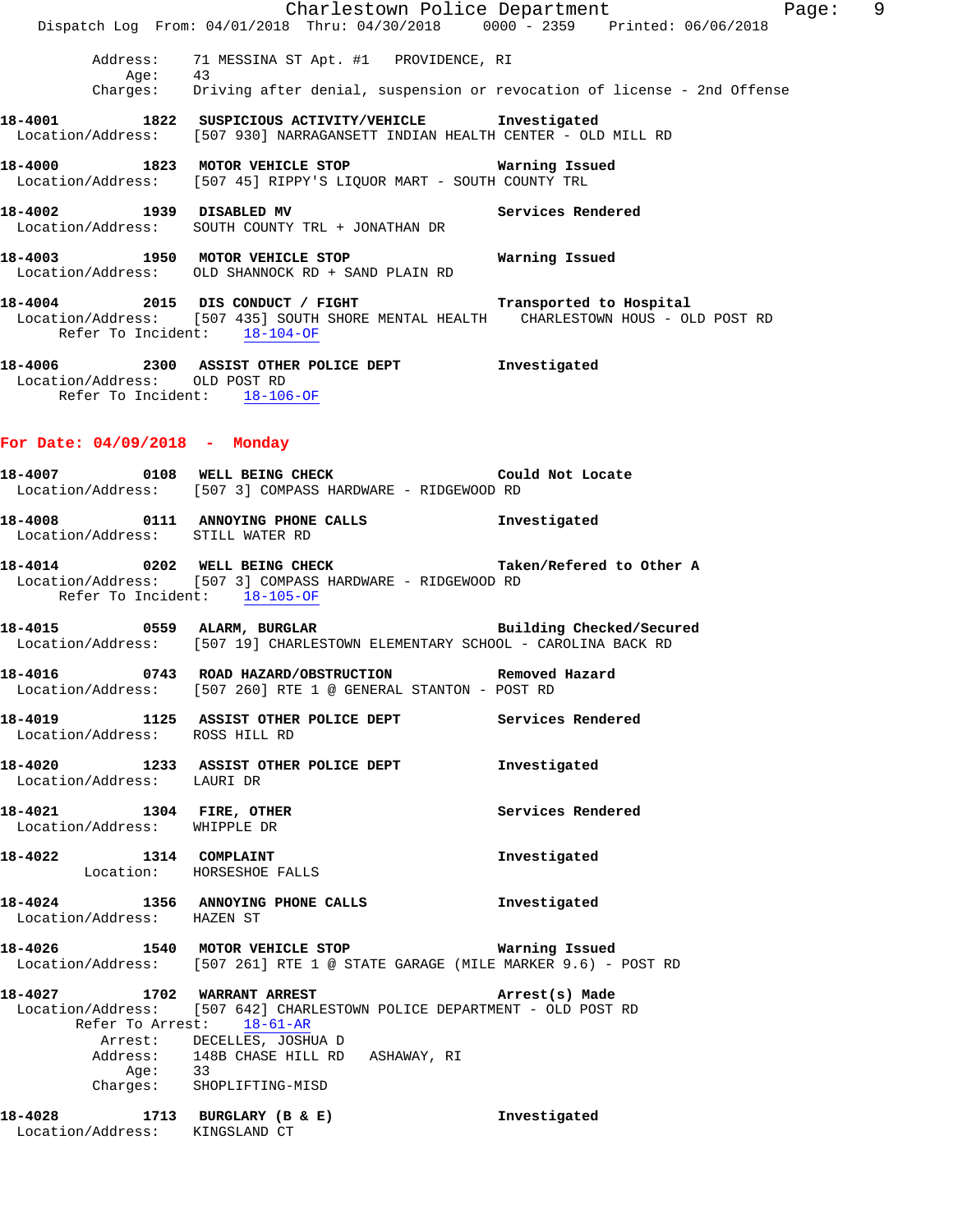Address: 71 MESSINA ST Apt. #1 PROVIDENCE, RI
Age: 43
Charges: Driving after denial, suspension or revocation of license - 2nd Offense

**18-4001 1822 SUSPICIOUS ACTIVITY/VEHICLE Investigated**
Location/Address: [507 930] NARRAGANSETT INDIAN HEALTH CENTER - OLD MILL RD

**18-4000 1823 MOTOR VEHICLE STOP Warning Issued**
Location/Address: [507 45] RIPPY'S LIQUOR MART - SOUTH COUNTY TRL

**18-4002 1939 DISABLED MV Services Rendered**
Location/Address: SOUTH COUNTY TRL + JONATHAN DR

**18-4003 1950 MOTOR VEHICLE STOP Warning Issued**
Location/Address: OLD SHANNOCK RD + SAND PLAIN RD

**18-4004 2015 DIS CONDUCT / FIGHT Transported to Hospital**
Location/Address: [507 435] SOUTH SHORE MENTAL HEALTH CHARLESTOWN HOUS - OLD POST RD
Refer To Incident: 18-104-OF

**18-4006 2300 ASSIST OTHER POLICE DEPT Investigated**
Location/Address: OLD POST RD
Refer To Incident: 18-106-OF

## For Date: 04/09/2018 - Monday

**18-4007 0108 WELL BEING CHECK Could Not Locate**
Location/Address: [507 3] COMPASS HARDWARE - RIDGEWOOD RD

**18-4008 0111 ANNOYING PHONE CALLS Investigated**
Location/Address: STILL WATER RD

**18-4014 0202 WELL BEING CHECK Taken/Refered to Other A**
Location/Address: [507 3] COMPASS HARDWARE - RIDGEWOOD RD
Refer To Incident: 18-105-OF

**18-4015 0559 ALARM, BURGLAR Building Checked/Secured**
Location/Address: [507 19] CHARLESTOWN ELEMENTARY SCHOOL - CAROLINA BACK RD

**18-4016 0743 ROAD HAZARD/OBSTRUCTION Removed Hazard**
Location/Address: [507 260] RTE 1 @ GENERAL STANTON - POST RD

**18-4019 1125 ASSIST OTHER POLICE DEPT Services Rendered**
Location/Address: ROSS HILL RD

**18-4020 1233 ASSIST OTHER POLICE DEPT Investigated**
Location/Address: LAURI DR

**18-4021 1304 FIRE, OTHER Services Rendered**
Location/Address: WHIPPLE DR

**18-4022 1314 COMPLAINT Investigated**
Location: HORSESHOE FALLS

**18-4024 1356 ANNOYING PHONE CALLS Investigated**
Location/Address: HAZEN ST

**18-4026 1540 MOTOR VEHICLE STOP Warning Issued**
Location/Address: [507 261] RTE 1 @ STATE GARAGE (MILE MARKER 9.6) - POST RD

**18-4027 1702 WARRANT ARREST Arrest(s) Made**
Location/Address: [507 642] CHARLESTOWN POLICE DEPARTMENT - OLD POST RD
Refer To Arrest: 18-61-AR
Arrest: DECELLES, JOSHUA D
Address: 148B CHASE HILL RD ASHAWAY, RI
Age: 33
Charges: SHOPLIFTING-MISD

**18-4028 1713 BURGLARY (B & E) Investigated**
Location/Address: KINGSLAND CT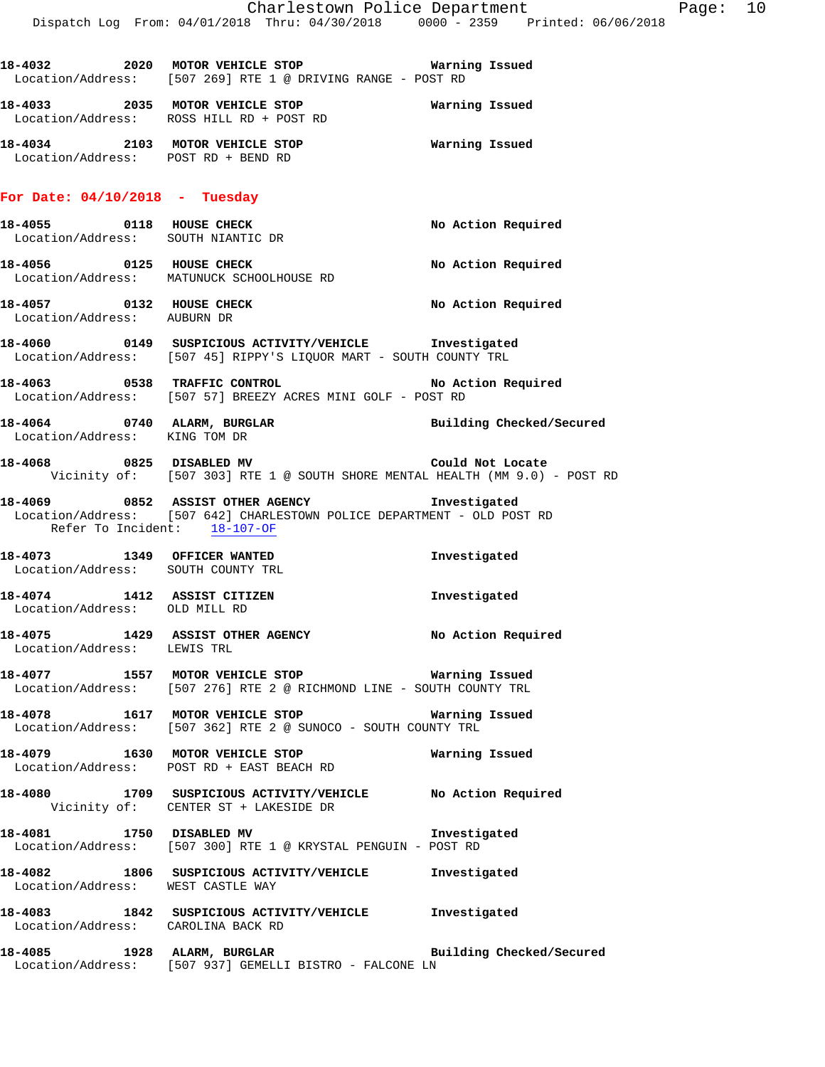18-4032 2020 **MOTOR VEHICLE STOP** Warning Issued
Location/Address: [507 269] RTE 1 @ DRIVING RANGE - POST RD

18-4033 2035 **MOTOR VEHICLE STOP** Warning Issued
Location/Address: ROSS HILL RD + POST RD

18-4034 2103 **MOTOR VEHICLE STOP** Warning Issued
Location/Address: POST RD + BEND RD

## For Date: 04/10/2018 - Tuesday

18-4055 0118 **HOUSE CHECK** No Action Required
Location/Address: SOUTH NIANTIC DR

18-4056 0125 **HOUSE CHECK** No Action Required
Location/Address: MATUNUCK SCHOOLHOUSE RD

18-4057 0132 **HOUSE CHECK** No Action Required
Location/Address: AUBURN DR

18-4060 0149 **SUSPICIOUS ACTIVITY/VEHICLE** Investigated
Location/Address: [507 45] RIPPY'S LIQUOR MART - SOUTH COUNTY TRL

18-4063 0538 **TRAFFIC CONTROL** No Action Required
Location/Address: [507 57] BREEZY ACRES MINI GOLF - POST RD

18-4064 0740 **ALARM, BURGLAR** Building Checked/Secured
Location/Address: KING TOM DR

18-4068 0825 **DISABLED MV** Could Not Locate
Vicinity of: [507 303] RTE 1 @ SOUTH SHORE MENTAL HEALTH (MM 9.0) - POST RD

18-4069 0852 **ASSIST OTHER AGENCY** Investigated
Location/Address: [507 642] CHARLESTOWN POLICE DEPARTMENT - OLD POST RD
Refer To Incident: 18-107-OF

18-4073 1349 **OFFICER WANTED** Investigated
Location/Address: SOUTH COUNTY TRL

18-4074 1412 **ASSIST CITIZEN** Investigated
Location/Address: OLD MILL RD

18-4075 1429 **ASSIST OTHER AGENCY** No Action Required
Location/Address: LEWIS TRL

18-4077 1557 **MOTOR VEHICLE STOP** Warning Issued
Location/Address: [507 276] RTE 2 @ RICHMOND LINE - SOUTH COUNTY TRL

18-4078 1617 **MOTOR VEHICLE STOP** Warning Issued
Location/Address: [507 362] RTE 2 @ SUNOCO - SOUTH COUNTY TRL

18-4079 1630 **MOTOR VEHICLE STOP** Warning Issued
Location/Address: POST RD + EAST BEACH RD

18-4080 1709 **SUSPICIOUS ACTIVITY/VEHICLE** No Action Required
Vicinity of: CENTER ST + LAKESIDE DR

18-4081 1750 **DISABLED MV** Investigated
Location/Address: [507 300] RTE 1 @ KRYSTAL PENGUIN - POST RD

18-4082 1806 **SUSPICIOUS ACTIVITY/VEHICLE** Investigated
Location/Address: WEST CASTLE WAY

18-4083 1842 **SUSPICIOUS ACTIVITY/VEHICLE** Investigated
Location/Address: CAROLINA BACK RD

18-4085 1928 **ALARM, BURGLAR** Building Checked/Secured
Location/Address: [507 937] GEMELLI BISTRO - FALCONE LN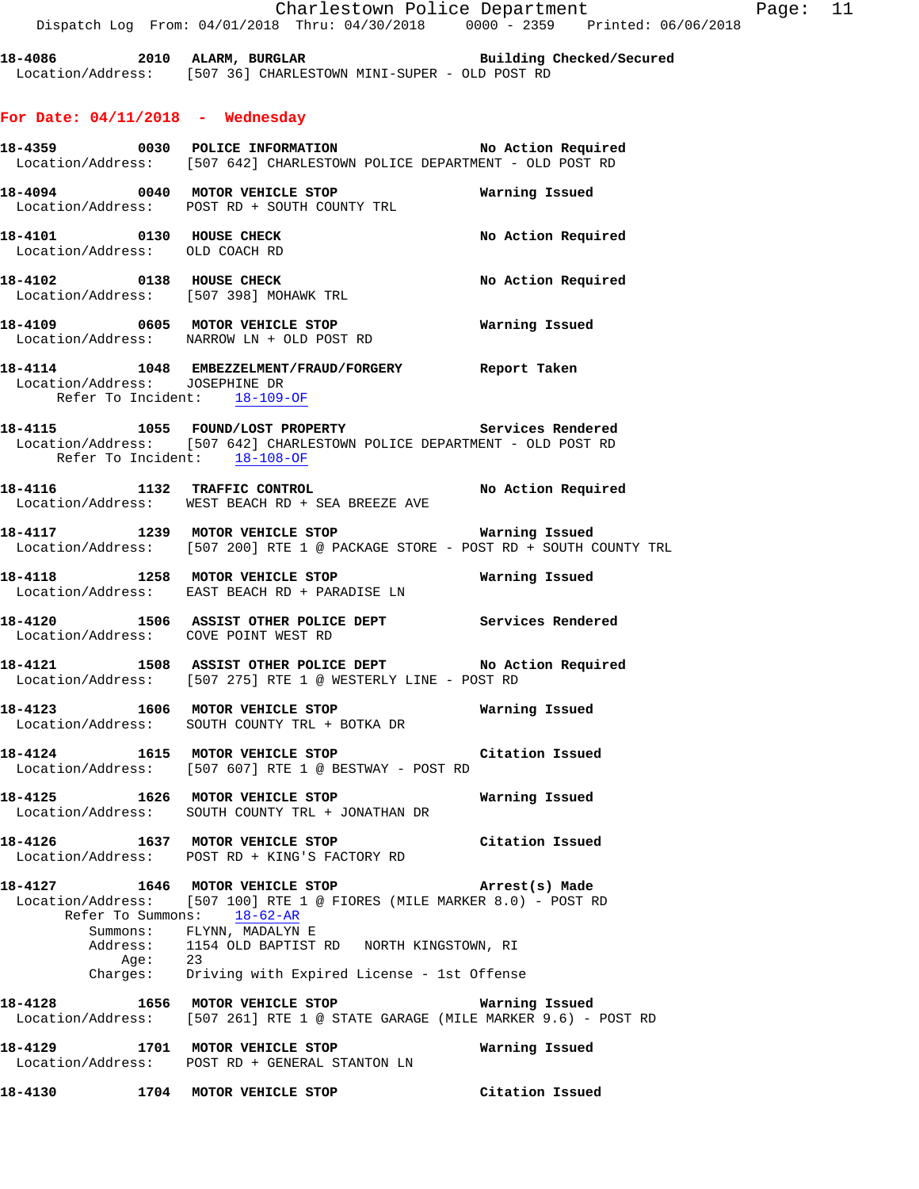**18-4086 2010 ALARM, BURGLAR** **Building Checked/Secured**
Location/Address: [507 36] CHARLESTOWN MINI-SUPER - OLD POST RD

## For Date: 04/11/2018 - Wednesday

**18-4359 0030 POLICE INFORMATION** **No Action Required**
Location/Address: [507 642] CHARLESTOWN POLICE DEPARTMENT - OLD POST RD

**18-4094 0040 MOTOR VEHICLE STOP** **Warning Issued**
Location/Address: POST RD + SOUTH COUNTY TRL

**18-4101 0130 HOUSE CHECK** **No Action Required**
Location/Address: OLD COACH RD

**18-4102 0138 HOUSE CHECK** **No Action Required**
Location/Address: [507 398] MOHAWK TRL

**18-4109 0605 MOTOR VEHICLE STOP** **Warning Issued**
Location/Address: NARROW LN + OLD POST RD

**18-4114 1048 EMBEZZELMENT/FRAUD/FORGERY** **Report Taken**
Location/Address: JOSEPHINE DR
Refer To Incident: 18-109-OF

**18-4115 1055 FOUND/LOST PROPERTY** **Services Rendered**
Location/Address: [507 642] CHARLESTOWN POLICE DEPARTMENT - OLD POST RD
Refer To Incident: 18-108-OF

**18-4116 1132 TRAFFIC CONTROL** **No Action Required**
Location/Address: WEST BEACH RD + SEA BREEZE AVE

**18-4117 1239 MOTOR VEHICLE STOP** **Warning Issued**
Location/Address: [507 200] RTE 1 @ PACKAGE STORE - POST RD + SOUTH COUNTY TRL

**18-4118 1258 MOTOR VEHICLE STOP** **Warning Issued**
Location/Address: EAST BEACH RD + PARADISE LN

**18-4120 1506 ASSIST OTHER POLICE DEPT** **Services Rendered**
Location/Address: COVE POINT WEST RD

**18-4121 1508 ASSIST OTHER POLICE DEPT** **No Action Required**
Location/Address: [507 275] RTE 1 @ WESTERLY LINE - POST RD

**18-4123 1606 MOTOR VEHICLE STOP** **Warning Issued**
Location/Address: SOUTH COUNTY TRL + BOTKA DR

**18-4124 1615 MOTOR VEHICLE STOP** **Citation Issued**
Location/Address: [507 607] RTE 1 @ BESTWAY - POST RD

**18-4125 1626 MOTOR VEHICLE STOP** **Warning Issued**
Location/Address: SOUTH COUNTY TRL + JONATHAN DR

**18-4126 1637 MOTOR VEHICLE STOP** **Citation Issued**
Location/Address: POST RD + KING'S FACTORY RD

**18-4127 1646 MOTOR VEHICLE STOP** **Arrest(s) Made**
Location/Address: [507 100] RTE 1 @ FIORES (MILE MARKER 8.0) - POST RD
Refer To Summons: 18-62-AR
Summons: FLYNN, MADALYN E
Address: 1154 OLD BAPTIST RD NORTH KINGSTOWN, RI
Age: 23
Charges: Driving with Expired License - 1st Offense

**18-4128 1656 MOTOR VEHICLE STOP** **Warning Issued**
Location/Address: [507 261] RTE 1 @ STATE GARAGE (MILE MARKER 9.6) - POST RD

**18-4129 1701 MOTOR VEHICLE STOP** **Warning Issued**
Location/Address: POST RD + GENERAL STANTON LN

**18-4130 1704 MOTOR VEHICLE STOP** **Citation Issued**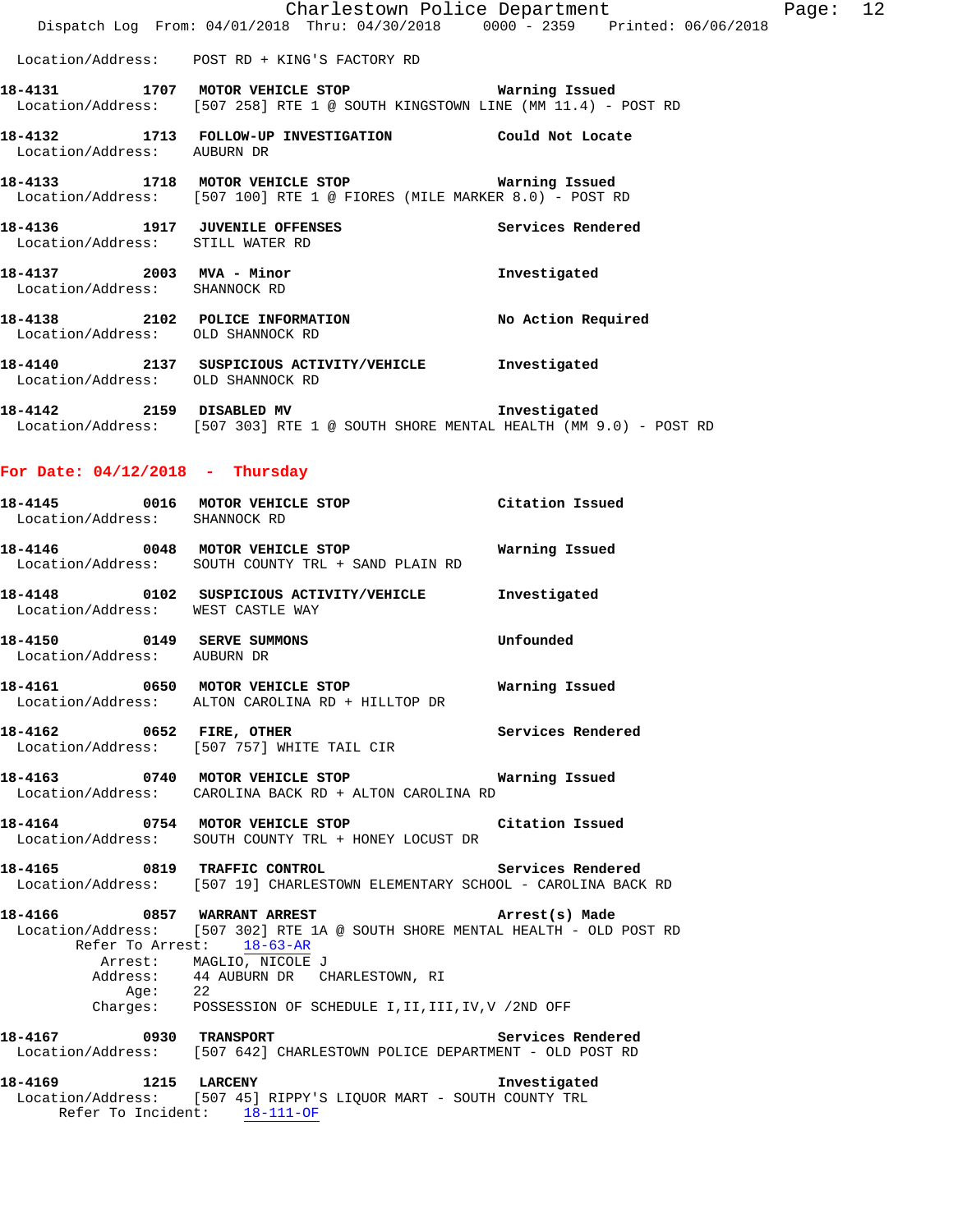Location/Address: POST RD + KING'S FACTORY RD

**18-4131 1707 MOTOR VEHICLE STOP** Warning Issued
Location/Address: [507 258] RTE 1 @ SOUTH KINGSTOWN LINE (MM 11.4) - POST RD

**18-4132 1713 FOLLOW-UP INVESTIGATION** Could Not Locate
Location/Address: AUBURN DR

**18-4133 1718 MOTOR VEHICLE STOP** Warning Issued
Location/Address: [507 100] RTE 1 @ FIORES (MILE MARKER 8.0) - POST RD

**18-4136 1917 JUVENILE OFFENSES** Services Rendered
Location/Address: STILL WATER RD

**18-4137 2003 MVA - Minor** Investigated
Location/Address: SHANNOCK RD

**18-4138 2102 POLICE INFORMATION** No Action Required
Location/Address: OLD SHANNOCK RD

**18-4140 2137 SUSPICIOUS ACTIVITY/VEHICLE** Investigated
Location/Address: OLD SHANNOCK RD

**18-4142 2159 DISABLED MV** Investigated
Location/Address: [507 303] RTE 1 @ SOUTH SHORE MENTAL HEALTH (MM 9.0) - POST RD

## For Date: 04/12/2018 - Thursday

**18-4145 0016 MOTOR VEHICLE STOP** Citation Issued
Location/Address: SHANNOCK RD

**18-4146 0048 MOTOR VEHICLE STOP** Warning Issued
Location/Address: SOUTH COUNTY TRL + SAND PLAIN RD

**18-4148 0102 SUSPICIOUS ACTIVITY/VEHICLE** Investigated
Location/Address: WEST CASTLE WAY

**18-4150 0149 SERVE SUMMONS** Unfounded
Location/Address: AUBURN DR

**18-4161 0650 MOTOR VEHICLE STOP** Warning Issued
Location/Address: ALTON CAROLINA RD + HILLTOP DR

**18-4162 0652 FIRE, OTHER** Services Rendered
Location/Address: [507 757] WHITE TAIL CIR

**18-4163 0740 MOTOR VEHICLE STOP** Warning Issued
Location/Address: CAROLINA BACK RD + ALTON CAROLINA RD

**18-4164 0754 MOTOR VEHICLE STOP** Citation Issued
Location/Address: SOUTH COUNTY TRL + HONEY LOCUST DR

**18-4165 0819 TRAFFIC CONTROL** Services Rendered
Location/Address: [507 19] CHARLESTOWN ELEMENTARY SCHOOL - CAROLINA BACK RD

**18-4166 0857 WARRANT ARREST** Arrest(s) Made
Location/Address: [507 302] RTE 1A @ SOUTH SHORE MENTAL HEALTH - OLD POST RD
Refer To Arrest: 18-63-AR
Arrest: MAGLIO, NICOLE J
Address: 44 AUBURN DR CHARLESTOWN, RI
Age: 22
Charges: POSSESSION OF SCHEDULE I,II,III,IV,V /2ND OFF

**18-4167 0930 TRANSPORT** Services Rendered
Location/Address: [507 642] CHARLESTOWN POLICE DEPARTMENT - OLD POST RD

**18-4169 1215 LARCENY** Investigated
Location/Address: [507 45] RIPPY'S LIQUOR MART - SOUTH COUNTY TRL
Refer To Incident: 18-111-OF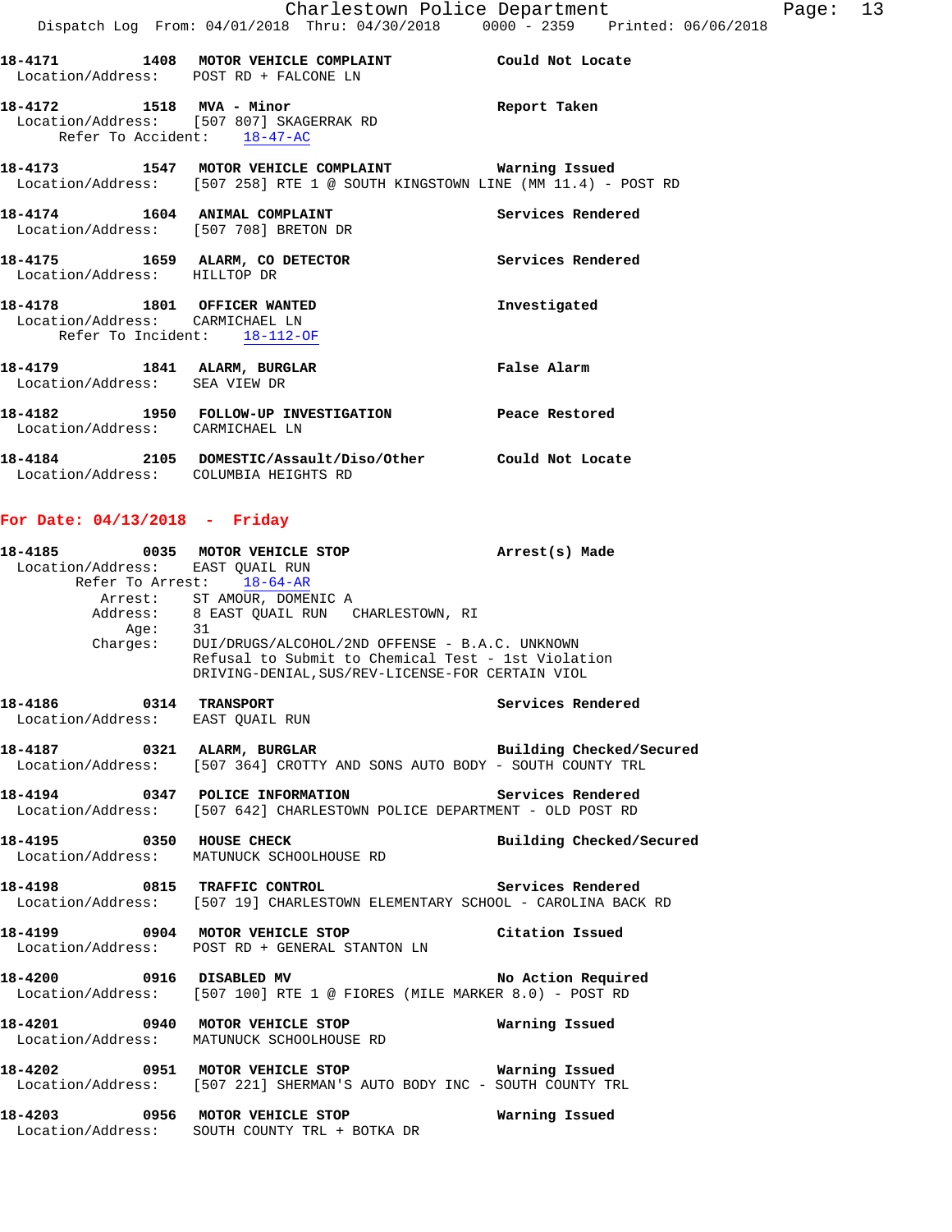**18-4171 1408 MOTOR VEHICLE COMPLAINT** — **Could Not Locate**
Location/Address: POST RD + FALCONE LN

**18-4172 1518 MVA - Minor** — **Report Taken**
Location/Address: [507 807] SKAGERRAK RD
Refer To Accident: 18-47-AC

**18-4173 1547 MOTOR VEHICLE COMPLAINT** — **Warning Issued**
Location/Address: [507 258] RTE 1 @ SOUTH KINGSTOWN LINE (MM 11.4) - POST RD

**18-4174 1604 ANIMAL COMPLAINT** — **Services Rendered**
Location/Address: [507 708] BRETON DR

**18-4175 1659 ALARM, CO DETECTOR** — **Services Rendered**
Location/Address: HILLTOP DR

**18-4178 1801 OFFICER WANTED** — **Investigated**
Location/Address: CARMICHAEL LN
Refer To Incident: 18-112-OF

**18-4179 1841 ALARM, BURGLAR** — **False Alarm**
Location/Address: SEA VIEW DR

**18-4182 1950 FOLLOW-UP INVESTIGATION** — **Peace Restored**
Location/Address: CARMICHAEL LN

**18-4184 2105 DOMESTIC/Assault/Diso/Other** — **Could Not Locate**
Location/Address: COLUMBIA HEIGHTS RD

## For Date: 04/13/2018 - Friday

**18-4185 0035 MOTOR VEHICLE STOP** — **Arrest(s) Made**
Location/Address: EAST QUAIL RUN
Refer To Arrest: 18-64-AR
Arrest: ST AMOUR, DOMENIC A
Address: 8 EAST QUAIL RUN CHARLESTOWN, RI
Age: 31
Charges: DUI/DRUGS/ALCOHOL/2ND OFFENSE - B.A.C. UNKNOWN
Refusal to Submit to Chemical Test - 1st Violation
DRIVING-DENIAL,SUS/REV-LICENSE-FOR CERTAIN VIOL

**18-4186 0314 TRANSPORT** — **Services Rendered**
Location/Address: EAST QUAIL RUN

**18-4187 0321 ALARM, BURGLAR** — **Building Checked/Secured**
Location/Address: [507 364] CROTTY AND SONS AUTO BODY - SOUTH COUNTY TRL

**18-4194 0347 POLICE INFORMATION** — **Services Rendered**
Location/Address: [507 642] CHARLESTOWN POLICE DEPARTMENT - OLD POST RD

**18-4195 0350 HOUSE CHECK** — **Building Checked/Secured**
Location/Address: MATUNUCK SCHOOLHOUSE RD

**18-4198 0815 TRAFFIC CONTROL** — **Services Rendered**
Location/Address: [507 19] CHARLESTOWN ELEMENTARY SCHOOL - CAROLINA BACK RD

**18-4199 0904 MOTOR VEHICLE STOP** — **Citation Issued**
Location/Address: POST RD + GENERAL STANTON LN

**18-4200 0916 DISABLED MV** — **No Action Required**
Location/Address: [507 100] RTE 1 @ FIORES (MILE MARKER 8.0) - POST RD

**18-4201 0940 MOTOR VEHICLE STOP** — **Warning Issued**
Location/Address: MATUNUCK SCHOOLHOUSE RD

**18-4202 0951 MOTOR VEHICLE STOP** — **Warning Issued**
Location/Address: [507 221] SHERMAN'S AUTO BODY INC - SOUTH COUNTY TRL

**18-4203 0956 MOTOR VEHICLE STOP** — **Warning Issued**
Location/Address: SOUTH COUNTY TRL + BOTKA DR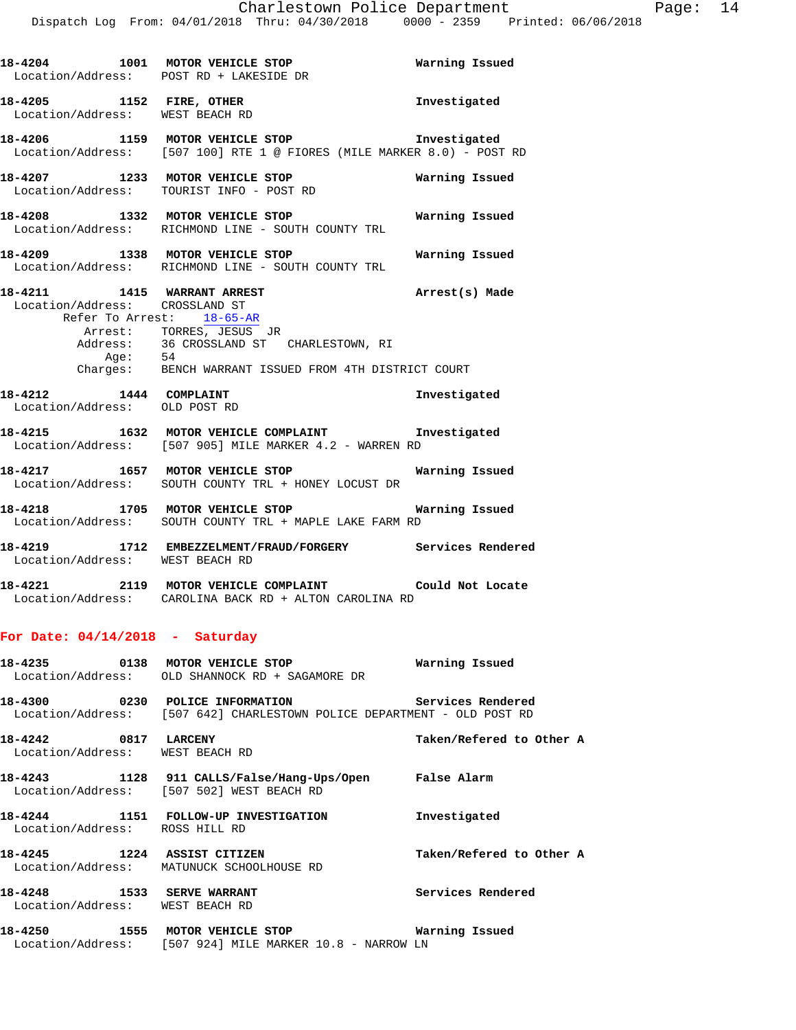**18-4204 1001 MOTOR VEHICLE STOP** Warning Issued
Location/Address: POST RD + LAKESIDE DR

**18-4205 1152 FIRE, OTHER** Investigated
Location/Address: WEST BEACH RD

**18-4206 1159 MOTOR VEHICLE STOP** Investigated
Location/Address: [507 100] RTE 1 @ FIORES (MILE MARKER 8.0) - POST RD

**18-4207 1233 MOTOR VEHICLE STOP** Warning Issued
Location/Address: TOURIST INFO - POST RD

**18-4208 1332 MOTOR VEHICLE STOP** Warning Issued
Location/Address: RICHMOND LINE - SOUTH COUNTY TRL

**18-4209 1338 MOTOR VEHICLE STOP** Warning Issued
Location/Address: RICHMOND LINE - SOUTH COUNTY TRL

**18-4211 1415 WARRANT ARREST** Arrest(s) Made
Location/Address: CROSSLAND ST
Refer To Arrest: 18-65-AR
Arrest: TORRES, JESUS JR
Address: 36 CROSSLAND ST CHARLESTOWN, RI
Age: 54
Charges: BENCH WARRANT ISSUED FROM 4TH DISTRICT COURT

**18-4212 1444 COMPLAINT** Investigated
Location/Address: OLD POST RD

**18-4215 1632 MOTOR VEHICLE COMPLAINT** Investigated
Location/Address: [507 905] MILE MARKER 4.2 - WARREN RD

**18-4217 1657 MOTOR VEHICLE STOP** Warning Issued
Location/Address: SOUTH COUNTY TRL + HONEY LOCUST DR

**18-4218 1705 MOTOR VEHICLE STOP** Warning Issued
Location/Address: SOUTH COUNTY TRL + MAPLE LAKE FARM RD

**18-4219 1712 EMBEZZELMENT/FRAUD/FORGERY** Services Rendered
Location/Address: WEST BEACH RD

**18-4221 2119 MOTOR VEHICLE COMPLAINT** Could Not Locate
Location/Address: CAROLINA BACK RD + ALTON CAROLINA RD

## For Date: 04/14/2018 - Saturday

**18-4235 0138 MOTOR VEHICLE STOP** Warning Issued
Location/Address: OLD SHANNOCK RD + SAGAMORE DR

**18-4300 0230 POLICE INFORMATION** Services Rendered
Location/Address: [507 642] CHARLESTOWN POLICE DEPARTMENT - OLD POST RD

**18-4242 0817 LARCENY** Taken/Refered to Other A
Location/Address: WEST BEACH RD

**18-4243 1128 911 CALLS/False/Hang-Ups/Open** False Alarm
Location/Address: [507 502] WEST BEACH RD

**18-4244 1151 FOLLOW-UP INVESTIGATION** Investigated
Location/Address: ROSS HILL RD

**18-4245 1224 ASSIST CITIZEN** Taken/Refered to Other A
Location/Address: MATUNUCK SCHOOLHOUSE RD

**18-4248 1533 SERVE WARRANT** Services Rendered
Location/Address: WEST BEACH RD

**18-4250 1555 MOTOR VEHICLE STOP** Warning Issued
Location/Address: [507 924] MILE MARKER 10.8 - NARROW LN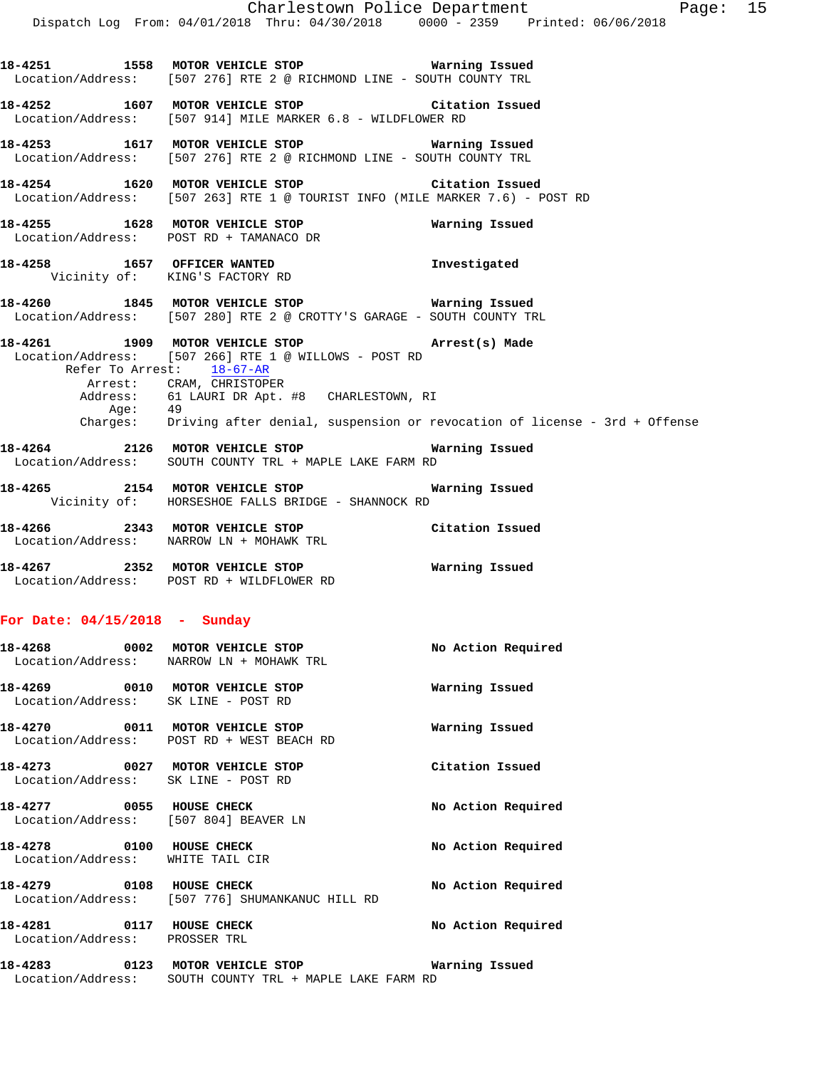**18-4251 1558 MOTOR VEHICLE STOP Warning Issued**
Location/Address: [507 276] RTE 2 @ RICHMOND LINE - SOUTH COUNTY TRL

**18-4252 1607 MOTOR VEHICLE STOP Citation Issued**
Location/Address: [507 914] MILE MARKER 6.8 - WILDFLOWER RD

**18-4253 1617 MOTOR VEHICLE STOP Warning Issued**
Location/Address: [507 276] RTE 2 @ RICHMOND LINE - SOUTH COUNTY TRL

**18-4254 1620 MOTOR VEHICLE STOP Citation Issued**
Location/Address: [507 263] RTE 1 @ TOURIST INFO (MILE MARKER 7.6) - POST RD

**18-4255 1628 MOTOR VEHICLE STOP Warning Issued**
Location/Address: POST RD + TAMANACO DR

**18-4258 1657 OFFICER WANTED Investigated**
Vicinity of: KING'S FACTORY RD

**18-4260 1845 MOTOR VEHICLE STOP Warning Issued**
Location/Address: [507 280] RTE 2 @ CROTTY'S GARAGE - SOUTH COUNTY TRL

**18-4261 1909 MOTOR VEHICLE STOP Arrest(s) Made**
Location/Address: [507 266] RTE 1 @ WILLOWS - POST RD
Refer To Arrest: 18-67-AR
Arrest: CRAM, CHRISTOPER
Address: 61 LAURI DR Apt. #8 CHARLESTOWN, RI
Age: 49
Charges: Driving after denial, suspension or revocation of license - 3rd + Offense

**18-4264 2126 MOTOR VEHICLE STOP Warning Issued**
Location/Address: SOUTH COUNTY TRL + MAPLE LAKE FARM RD

**18-4265 2154 MOTOR VEHICLE STOP Warning Issued**
Vicinity of: HORSESHOE FALLS BRIDGE - SHANNOCK RD

**18-4266 2343 MOTOR VEHICLE STOP Citation Issued**
Location/Address: NARROW LN + MOHAWK TRL

**18-4267 2352 MOTOR VEHICLE STOP Warning Issued**
Location/Address: POST RD + WILDFLOWER RD

## For Date: 04/15/2018 - Sunday

**18-4268 0002 MOTOR VEHICLE STOP No Action Required**
Location/Address: NARROW LN + MOHAWK TRL

**18-4269 0010 MOTOR VEHICLE STOP Warning Issued**
Location/Address: SK LINE - POST RD

**18-4270 0011 MOTOR VEHICLE STOP Warning Issued**
Location/Address: POST RD + WEST BEACH RD

**18-4273 0027 MOTOR VEHICLE STOP Citation Issued**
Location/Address: SK LINE - POST RD

**18-4277 0055 HOUSE CHECK No Action Required**
Location/Address: [507 804] BEAVER LN

**18-4278 0100 HOUSE CHECK No Action Required**
Location/Address: WHITE TAIL CIR

**18-4279 0108 HOUSE CHECK No Action Required**
Location/Address: [507 776] SHUMANKANUC HILL RD

**18-4281 0117 HOUSE CHECK No Action Required**
Location/Address: PROSSER TRL

**18-4283 0123 MOTOR VEHICLE STOP Warning Issued**
Location/Address: SOUTH COUNTY TRL + MAPLE LAKE FARM RD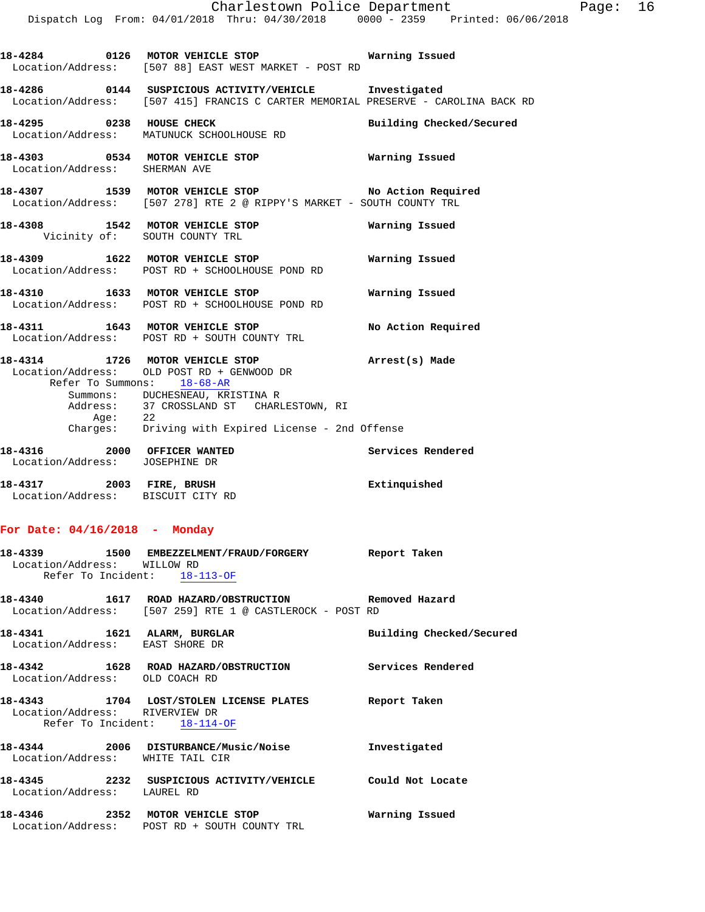**18-4284 0126 MOTOR VEHICLE STOP** **Warning Issued**
Location/Address: [507 88] EAST WEST MARKET - POST RD

**18-4286 0144 SUSPICIOUS ACTIVITY/VEHICLE** **Investigated**
Location/Address: [507 415] FRANCIS C CARTER MEMORIAL PRESERVE - CAROLINA BACK RD

**18-4295 0238 HOUSE CHECK** **Building Checked/Secured**
Location/Address: MATUNUCK SCHOOLHOUSE RD

**18-4303 0534 MOTOR VEHICLE STOP** **Warning Issued**
Location/Address: SHERMAN AVE

**18-4307 1539 MOTOR VEHICLE STOP** **No Action Required**
Location/Address: [507 278] RTE 2 @ RIPPY'S MARKET - SOUTH COUNTY TRL

**18-4308 1542 MOTOR VEHICLE STOP** **Warning Issued**
Vicinity of: SOUTH COUNTY TRL

**18-4309 1622 MOTOR VEHICLE STOP** **Warning Issued**
Location/Address: POST RD + SCHOOLHOUSE POND RD

**18-4310 1633 MOTOR VEHICLE STOP** **Warning Issued**
Location/Address: POST RD + SCHOOLHOUSE POND RD

**18-4311 1643 MOTOR VEHICLE STOP** **No Action Required**
Location/Address: POST RD + SOUTH COUNTY TRL

**18-4314 1726 MOTOR VEHICLE STOP** **Arrest(s) Made**
Location/Address: OLD POST RD + GENWOOD DR
Refer To Summons: 18-68-AR
Summons: DUCHESNEAU, KRISTINA R
Address: 37 CROSSLAND ST CHARLESTOWN, RI
Age: 22
Charges: Driving with Expired License - 2nd Offense

**18-4316 2000 OFFICER WANTED** **Services Rendered**
Location/Address: JOSEPHINE DR

**18-4317 2003 FIRE, BRUSH** **Extinquished**
Location/Address: BISCUIT CITY RD

## For Date: 04/16/2018 - Monday

**18-4339 1500 EMBEZZELMENT/FRAUD/FORGERY** **Report Taken**
Location/Address: WILLOW RD
Refer To Incident: 18-113-OF

**18-4340 1617 ROAD HAZARD/OBSTRUCTION** **Removed Hazard**
Location/Address: [507 259] RTE 1 @ CASTLEROCK - POST RD

**18-4341 1621 ALARM, BURGLAR** **Building Checked/Secured**
Location/Address: EAST SHORE DR

**18-4342 1628 ROAD HAZARD/OBSTRUCTION** **Services Rendered**
Location/Address: OLD COACH RD

**18-4343 1704 LOST/STOLEN LICENSE PLATES** **Report Taken**
Location/Address: RIVERVIEW DR
Refer To Incident: 18-114-OF

**18-4344 2006 DISTURBANCE/Music/Noise** **Investigated**
Location/Address: WHITE TAIL CIR

**18-4345 2232 SUSPICIOUS ACTIVITY/VEHICLE** **Could Not Locate**
Location/Address: LAUREL RD

**18-4346 2352 MOTOR VEHICLE STOP** **Warning Issued**
Location/Address: POST RD + SOUTH COUNTY TRL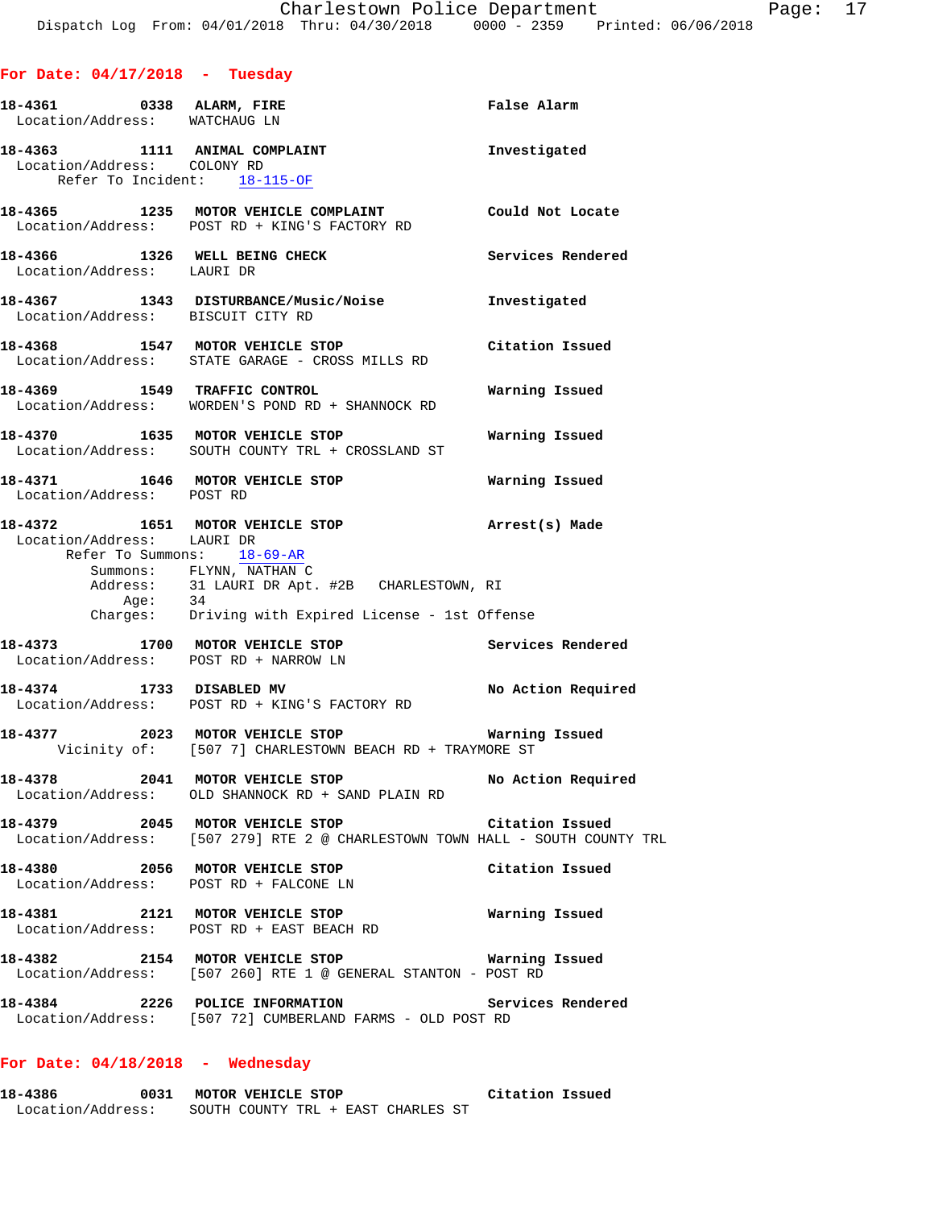## For Date: 04/17/2018 - Tuesday

**18-4361 0338 ALARM, FIRE** False Alarm
Location/Address: WATCHAUG LN

**18-4363 1111 ANIMAL COMPLAINT** Investigated
Location/Address: COLONY RD
Refer To Incident: 18-115-OF

**18-4365 1235 MOTOR VEHICLE COMPLAINT** Could Not Locate
Location/Address: POST RD + KING'S FACTORY RD

**18-4366 1326 WELL BEING CHECK** Services Rendered
Location/Address: LAURI DR

**18-4367 1343 DISTURBANCE/Music/Noise** Investigated
Location/Address: BISCUIT CITY RD

**18-4368 1547 MOTOR VEHICLE STOP** Citation Issued
Location/Address: STATE GARAGE - CROSS MILLS RD

**18-4369 1549 TRAFFIC CONTROL** Warning Issued
Location/Address: WORDEN'S POND RD + SHANNOCK RD

**18-4370 1635 MOTOR VEHICLE STOP** Warning Issued
Location/Address: SOUTH COUNTY TRL + CROSSLAND ST

**18-4371 1646 MOTOR VEHICLE STOP** Warning Issued
Location/Address: POST RD

**18-4372 1651 MOTOR VEHICLE STOP** Arrest(s) Made
Location/Address: LAURI DR
Refer To Summons: 18-69-AR
Summons: FLYNN, NATHAN C
Address: 31 LAURI DR Apt. #2B CHARLESTOWN, RI
Age: 34
Charges: Driving with Expired License - 1st Offense

**18-4373 1700 MOTOR VEHICLE STOP** Services Rendered
Location/Address: POST RD + NARROW LN

**18-4374 1733 DISABLED MV** No Action Required
Location/Address: POST RD + KING'S FACTORY RD

**18-4377 2023 MOTOR VEHICLE STOP** Warning Issued
Vicinity of: [507 7] CHARLESTOWN BEACH RD + TRAYMORE ST

**18-4378 2041 MOTOR VEHICLE STOP** No Action Required
Location/Address: OLD SHANNOCK RD + SAND PLAIN RD

**18-4379 2045 MOTOR VEHICLE STOP** Citation Issued
Location/Address: [507 279] RTE 2 @ CHARLESTOWN TOWN HALL - SOUTH COUNTY TRL

**18-4380 2056 MOTOR VEHICLE STOP** Citation Issued
Location/Address: POST RD + FALCONE LN

**18-4381 2121 MOTOR VEHICLE STOP** Warning Issued
Location/Address: POST RD + EAST BEACH RD

**18-4382 2154 MOTOR VEHICLE STOP** Warning Issued
Location/Address: [507 260] RTE 1 @ GENERAL STANTON - POST RD

**18-4384 2226 POLICE INFORMATION** Services Rendered
Location/Address: [507 72] CUMBERLAND FARMS - OLD POST RD

## For Date: 04/18/2018 - Wednesday

**18-4386 0031 MOTOR VEHICLE STOP** Citation Issued
Location/Address: SOUTH COUNTY TRL + EAST CHARLES ST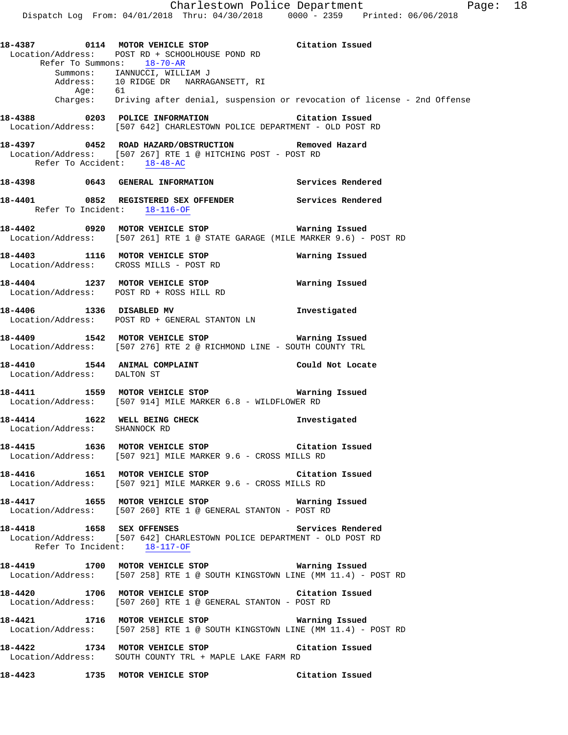18-4387 0114 MOTOR VEHICLE STOP Citation Issued
Location/Address: POST RD + SCHOOLHOUSE POND RD
Refer To Summons: 18-70-AR
Summons: IANNUCCI, WILLIAM J
Address: 10 RIDGE DR NARRAGANSETT, RI
Age: 61
Charges: Driving after denial, suspension or revocation of license - 2nd Offense

18-4388 0203 POLICE INFORMATION Citation Issued
Location/Address: [507 642] CHARLESTOWN POLICE DEPARTMENT - OLD POST RD

18-4397 0452 ROAD HAZARD/OBSTRUCTION Removed Hazard
Location/Address: [507 267] RTE 1 @ HITCHING POST - POST RD
Refer To Accident: 18-48-AC

18-4398 0643 GENERAL INFORMATION Services Rendered

18-4401 0852 REGISTERED SEX OFFENDER Services Rendered
Refer To Incident: 18-116-OF

18-4402 0920 MOTOR VEHICLE STOP Warning Issued
Location/Address: [507 261] RTE 1 @ STATE GARAGE (MILE MARKER 9.6) - POST RD

18-4403 1116 MOTOR VEHICLE STOP Warning Issued
Location/Address: CROSS MILLS - POST RD

18-4404 1237 MOTOR VEHICLE STOP Warning Issued
Location/Address: POST RD + ROSS HILL RD

18-4406 1336 DISABLED MV Investigated
Location/Address: POST RD + GENERAL STANTON LN

18-4409 1542 MOTOR VEHICLE STOP Warning Issued
Location/Address: [507 276] RTE 2 @ RICHMOND LINE - SOUTH COUNTY TRL

18-4410 1544 ANIMAL COMPLAINT Could Not Locate
Location/Address: DALTON ST

18-4411 1559 MOTOR VEHICLE STOP Warning Issued
Location/Address: [507 914] MILE MARKER 6.8 - WILDFLOWER RD

18-4414 1622 WELL BEING CHECK Investigated
Location/Address: SHANNOCK RD

18-4415 1636 MOTOR VEHICLE STOP Citation Issued
Location/Address: [507 921] MILE MARKER 9.6 - CROSS MILLS RD

18-4416 1651 MOTOR VEHICLE STOP Citation Issued
Location/Address: [507 921] MILE MARKER 9.6 - CROSS MILLS RD

18-4417 1655 MOTOR VEHICLE STOP Warning Issued
Location/Address: [507 260] RTE 1 @ GENERAL STANTON - POST RD

18-4418 1658 SEX OFFENSES Services Rendered
Location/Address: [507 642] CHARLESTOWN POLICE DEPARTMENT - OLD POST RD
Refer To Incident: 18-117-OF

18-4419 1700 MOTOR VEHICLE STOP Warning Issued
Location/Address: [507 258] RTE 1 @ SOUTH KINGSTOWN LINE (MM 11.4) - POST RD

18-4420 1706 MOTOR VEHICLE STOP Citation Issued
Location/Address: [507 260] RTE 1 @ GENERAL STANTON - POST RD

18-4421 1716 MOTOR VEHICLE STOP Warning Issued
Location/Address: [507 258] RTE 1 @ SOUTH KINGSTOWN LINE (MM 11.4) - POST RD

18-4422 1734 MOTOR VEHICLE STOP Citation Issued
Location/Address: SOUTH COUNTY TRL + MAPLE LAKE FARM RD

18-4423 1735 MOTOR VEHICLE STOP Citation Issued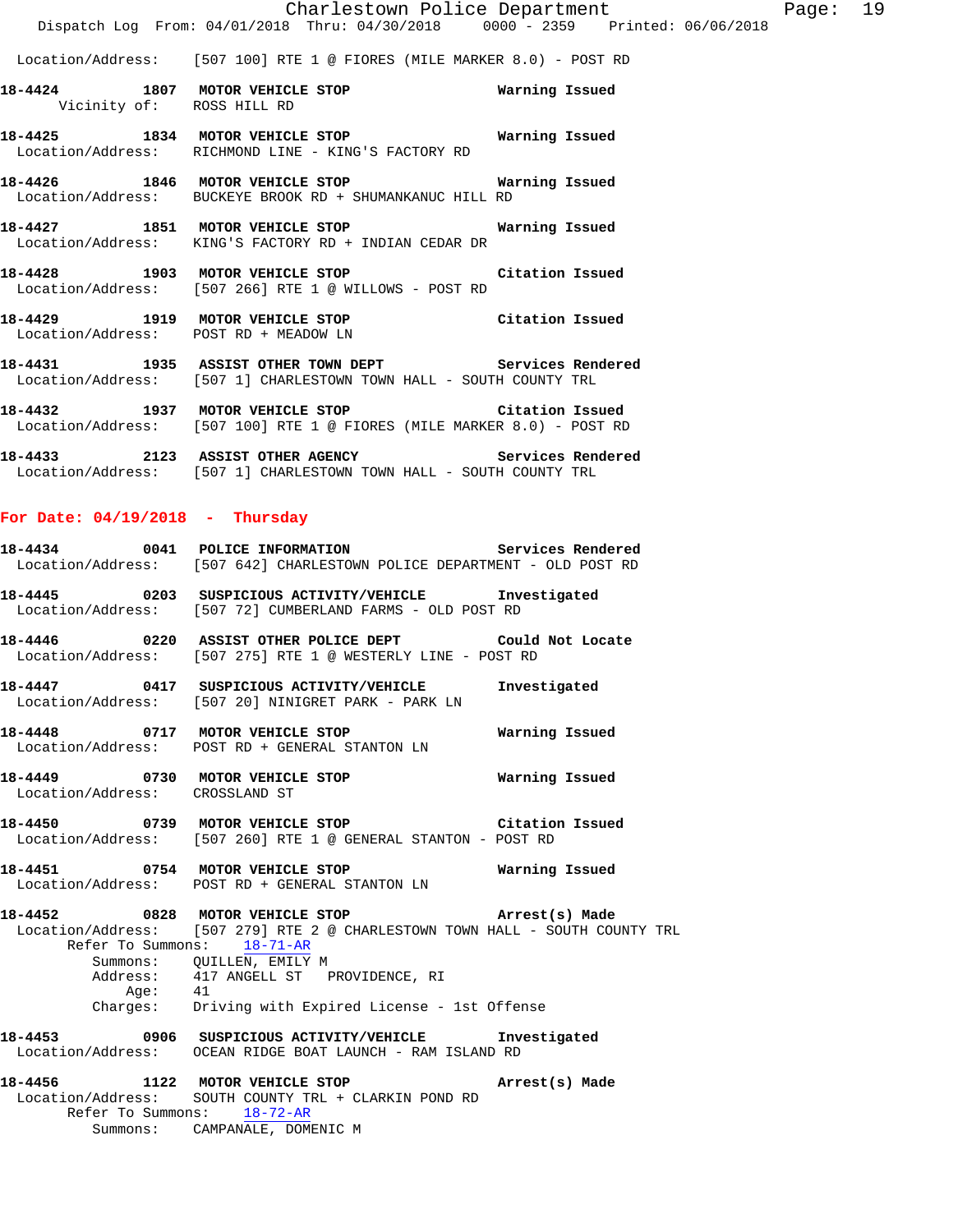Location/Address: [507 100] RTE 1 @ FIORES (MILE MARKER 8.0) - POST RD

**18-4424 1807 MOTOR VEHICLE STOP** Warning Issued
Vicinity of: ROSS HILL RD

**18-4425 1834 MOTOR VEHICLE STOP** Warning Issued
Location/Address: RICHMOND LINE - KING'S FACTORY RD

**18-4426 1846 MOTOR VEHICLE STOP** Warning Issued
Location/Address: BUCKEYE BROOK RD + SHUMANKANUC HILL RD

**18-4427 1851 MOTOR VEHICLE STOP** Warning Issued
Location/Address: KING'S FACTORY RD + INDIAN CEDAR DR

**18-4428 1903 MOTOR VEHICLE STOP** Citation Issued
Location/Address: [507 266] RTE 1 @ WILLOWS - POST RD

**18-4429 1919 MOTOR VEHICLE STOP** Citation Issued
Location/Address: POST RD + MEADOW LN

**18-4431 1935 ASSIST OTHER TOWN DEPT** Services Rendered
Location/Address: [507 1] CHARLESTOWN TOWN HALL - SOUTH COUNTY TRL

**18-4432 1937 MOTOR VEHICLE STOP** Citation Issued
Location/Address: [507 100] RTE 1 @ FIORES (MILE MARKER 8.0) - POST RD

**18-4433 2123 ASSIST OTHER AGENCY** Services Rendered
Location/Address: [507 1] CHARLESTOWN TOWN HALL - SOUTH COUNTY TRL

## For Date: 04/19/2018 - Thursday

**18-4434 0041 POLICE INFORMATION** Services Rendered
Location/Address: [507 642] CHARLESTOWN POLICE DEPARTMENT - OLD POST RD

**18-4445 0203 SUSPICIOUS ACTIVITY/VEHICLE** Investigated
Location/Address: [507 72] CUMBERLAND FARMS - OLD POST RD

**18-4446 0220 ASSIST OTHER POLICE DEPT** Could Not Locate
Location/Address: [507 275] RTE 1 @ WESTERLY LINE - POST RD

**18-4447 0417 SUSPICIOUS ACTIVITY/VEHICLE** Investigated
Location/Address: [507 20] NINIGRET PARK - PARK LN

**18-4448 0717 MOTOR VEHICLE STOP** Warning Issued
Location/Address: POST RD + GENERAL STANTON LN

**18-4449 0730 MOTOR VEHICLE STOP** Warning Issued
Location/Address: CROSSLAND ST

**18-4450 0739 MOTOR VEHICLE STOP** Citation Issued
Location/Address: [507 260] RTE 1 @ GENERAL STANTON - POST RD

**18-4451 0754 MOTOR VEHICLE STOP** Warning Issued
Location/Address: POST RD + GENERAL STANTON LN

**18-4452 0828 MOTOR VEHICLE STOP** Arrest(s) Made
Location/Address: [507 279] RTE 2 @ CHARLESTOWN TOWN HALL - SOUTH COUNTY TRL
Refer To Summons: 18-71-AR
Summons: QUILLEN, EMILY M
Address: 417 ANGELL ST PROVIDENCE, RI
Age: 41
Charges: Driving with Expired License - 1st Offense

**18-4453 0906 SUSPICIOUS ACTIVITY/VEHICLE** Investigated
Location/Address: OCEAN RIDGE BOAT LAUNCH - RAM ISLAND RD

**18-4456 1122 MOTOR VEHICLE STOP** Arrest(s) Made
Location/Address: SOUTH COUNTY TRL + CLARKIN POND RD
Refer To Summons: 18-72-AR
Summons: CAMPANALE, DOMENIC M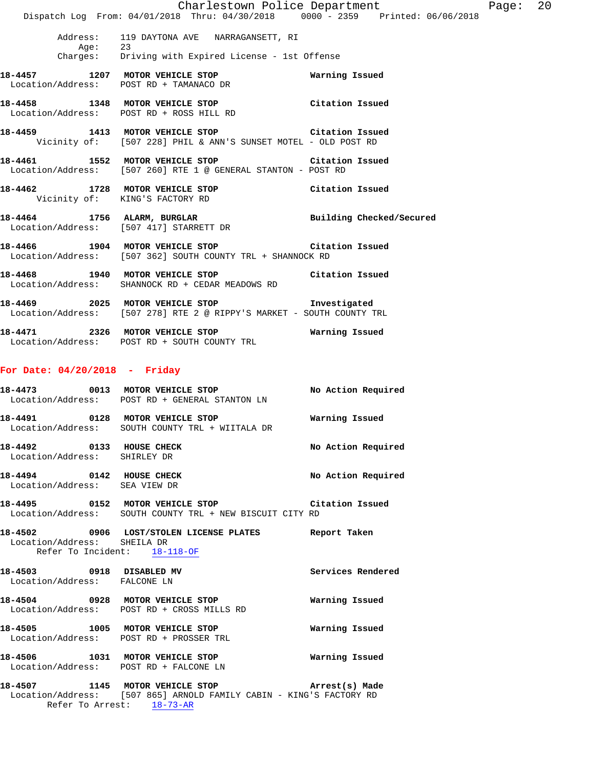Address: 119 DAYTONA AVE NARRAGANSETT, RI
Age: 23
Charges: Driving with Expired License - 1st Offense

**18-4457** 1207 **MOTOR VEHICLE STOP** — **Warning Issued**
Location/Address: POST RD + TAMANACO DR

**18-4458** 1348 **MOTOR VEHICLE STOP** — **Citation Issued**
Location/Address: POST RD + ROSS HILL RD

**18-4459** 1413 **MOTOR VEHICLE STOP** — **Citation Issued**
Vicinity of: [507 228] PHIL & ANN'S SUNSET MOTEL - OLD POST RD

**18-4461** 1552 **MOTOR VEHICLE STOP** — **Citation Issued**
Location/Address: [507 260] RTE 1 @ GENERAL STANTON - POST RD

**18-4462** 1728 **MOTOR VEHICLE STOP** — **Citation Issued**
Vicinity of: KING'S FACTORY RD

**18-4464** 1756 **ALARM, BURGLAR** — **Building Checked/Secured**
Location/Address: [507 417] STARRETT DR

**18-4466** 1904 **MOTOR VEHICLE STOP** — **Citation Issued**
Location/Address: [507 362] SOUTH COUNTY TRL + SHANNOCK RD

**18-4468** 1940 **MOTOR VEHICLE STOP** — **Citation Issued**
Location/Address: SHANNOCK RD + CEDAR MEADOWS RD

**18-4469** 2025 **MOTOR VEHICLE STOP** — **Investigated**
Location/Address: [507 278] RTE 2 @ RIPPY'S MARKET - SOUTH COUNTY TRL

**18-4471** 2326 **MOTOR VEHICLE STOP** — **Warning Issued**
Location/Address: POST RD + SOUTH COUNTY TRL

## For Date: 04/20/2018 - Friday

**18-4473** 0013 **MOTOR VEHICLE STOP** — **No Action Required**
Location/Address: POST RD + GENERAL STANTON LN

**18-4491** 0128 **MOTOR VEHICLE STOP** — **Warning Issued**
Location/Address: SOUTH COUNTY TRL + WIITALA DR

**18-4492** 0133 **HOUSE CHECK** — **No Action Required**
Location/Address: SHIRLEY DR

**18-4494** 0142 **HOUSE CHECK** — **No Action Required**
Location/Address: SEA VIEW DR

**18-4495** 0152 **MOTOR VEHICLE STOP** — **Citation Issued**
Location/Address: SOUTH COUNTY TRL + NEW BISCUIT CITY RD

**18-4502** 0906 **LOST/STOLEN LICENSE PLATES** — **Report Taken**
Location/Address: SHEILA DR
Refer To Incident: 18-118-OF

**18-4503** 0918 **DISABLED MV** — **Services Rendered**
Location/Address: FALCONE LN

**18-4504** 0928 **MOTOR VEHICLE STOP** — **Warning Issued**
Location/Address: POST RD + CROSS MILLS RD

**18-4505** 1005 **MOTOR VEHICLE STOP** — **Warning Issued**
Location/Address: POST RD + PROSSER TRL

**18-4506** 1031 **MOTOR VEHICLE STOP** — **Warning Issued**
Location/Address: POST RD + FALCONE LN

**18-4507** 1145 **MOTOR VEHICLE STOP** — **Arrest(s) Made**
Location/Address: [507 865] ARNOLD FAMILY CABIN - KING'S FACTORY RD
Refer To Arrest: 18-73-AR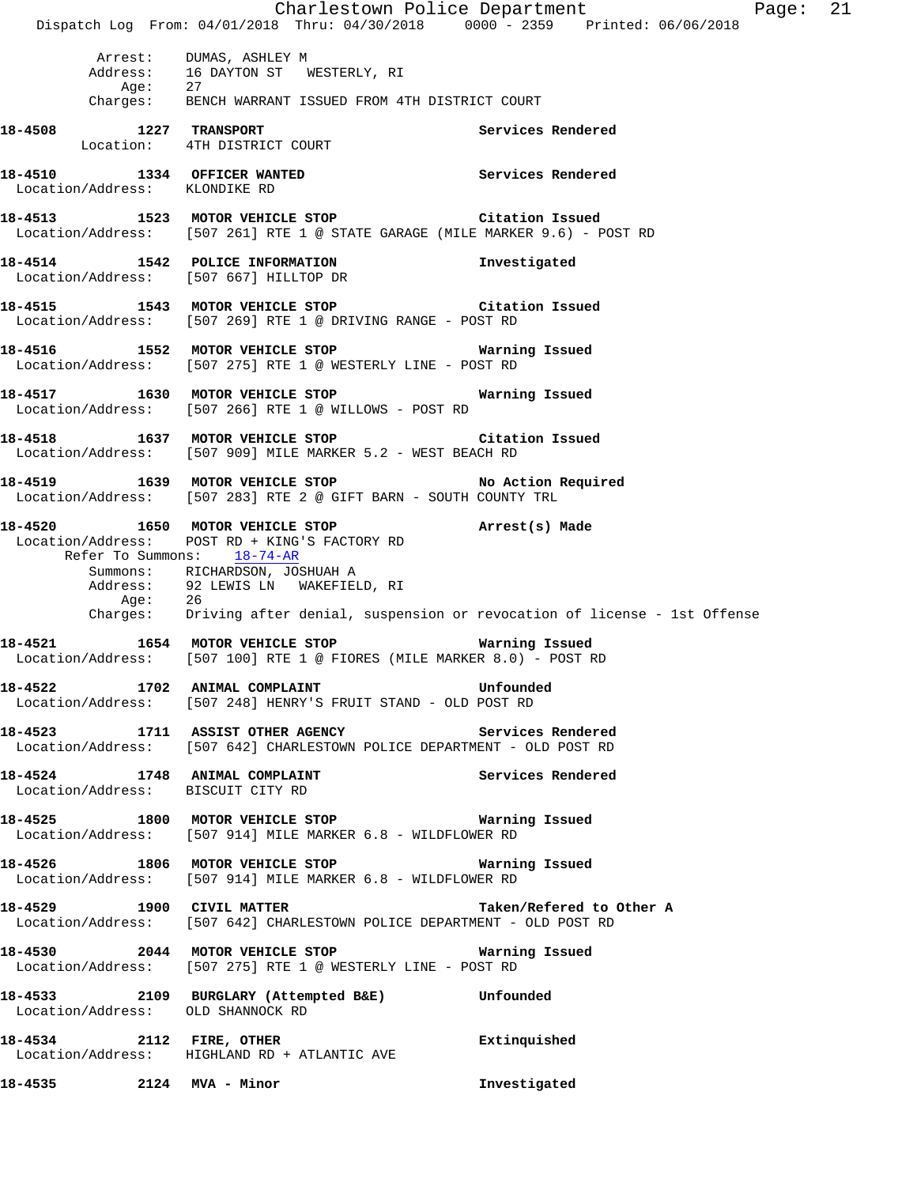Arrest: DUMAS, ASHLEY M
Address: 16 DAYTON ST WESTERLY, RI
Age: 27
Charges: BENCH WARRANT ISSUED FROM 4TH DISTRICT COURT

**18-4508 1227 TRANSPORT** Services Rendered
Location: 4TH DISTRICT COURT

**18-4510 1334 OFFICER WANTED** Services Rendered
Location/Address: KLONDIKE RD

**18-4513 1523 MOTOR VEHICLE STOP** Citation Issued
Location/Address: [507 261] RTE 1 @ STATE GARAGE (MILE MARKER 9.6) - POST RD

**18-4514 1542 POLICE INFORMATION** Investigated
Location/Address: [507 667] HILLTOP DR

**18-4515 1543 MOTOR VEHICLE STOP** Citation Issued
Location/Address: [507 269] RTE 1 @ DRIVING RANGE - POST RD

**18-4516 1552 MOTOR VEHICLE STOP** Warning Issued
Location/Address: [507 275] RTE 1 @ WESTERLY LINE - POST RD

**18-4517 1630 MOTOR VEHICLE STOP** Warning Issued
Location/Address: [507 266] RTE 1 @ WILLOWS - POST RD

**18-4518 1637 MOTOR VEHICLE STOP** Citation Issued
Location/Address: [507 909] MILE MARKER 5.2 - WEST BEACH RD

**18-4519 1639 MOTOR VEHICLE STOP** No Action Required
Location/Address: [507 283] RTE 2 @ GIFT BARN - SOUTH COUNTY TRL

**18-4520 1650 MOTOR VEHICLE STOP** Arrest(s) Made
Location/Address: POST RD + KING'S FACTORY RD
Refer To Summons: 18-74-AR
Summons: RICHARDSON, JOSHUAH A
Address: 92 LEWIS LN WAKEFIELD, RI
Age: 26
Charges: Driving after denial, suspension or revocation of license - 1st Offense

**18-4521 1654 MOTOR VEHICLE STOP** Warning Issued
Location/Address: [507 100] RTE 1 @ FIORES (MILE MARKER 8.0) - POST RD

**18-4522 1702 ANIMAL COMPLAINT** Unfounded
Location/Address: [507 248] HENRY'S FRUIT STAND - OLD POST RD

**18-4523 1711 ASSIST OTHER AGENCY** Services Rendered
Location/Address: [507 642] CHARLESTOWN POLICE DEPARTMENT - OLD POST RD

**18-4524 1748 ANIMAL COMPLAINT** Services Rendered
Location/Address: BISCUIT CITY RD

**18-4525 1800 MOTOR VEHICLE STOP** Warning Issued
Location/Address: [507 914] MILE MARKER 6.8 - WILDFLOWER RD

**18-4526 1806 MOTOR VEHICLE STOP** Warning Issued
Location/Address: [507 914] MILE MARKER 6.8 - WILDFLOWER RD

**18-4529 1900 CIVIL MATTER** Taken/Refered to Other A
Location/Address: [507 642] CHARLESTOWN POLICE DEPARTMENT - OLD POST RD

**18-4530 2044 MOTOR VEHICLE STOP** Warning Issued
Location/Address: [507 275] RTE 1 @ WESTERLY LINE - POST RD

**18-4533 2109 BURGLARY (Attempted B&E)** Unfounded
Location/Address: OLD SHANNOCK RD

**18-4534 2112 FIRE, OTHER** Extinguished
Location/Address: HIGHLAND RD + ATLANTIC AVE

**18-4535 2124 MVA - Minor** Investigated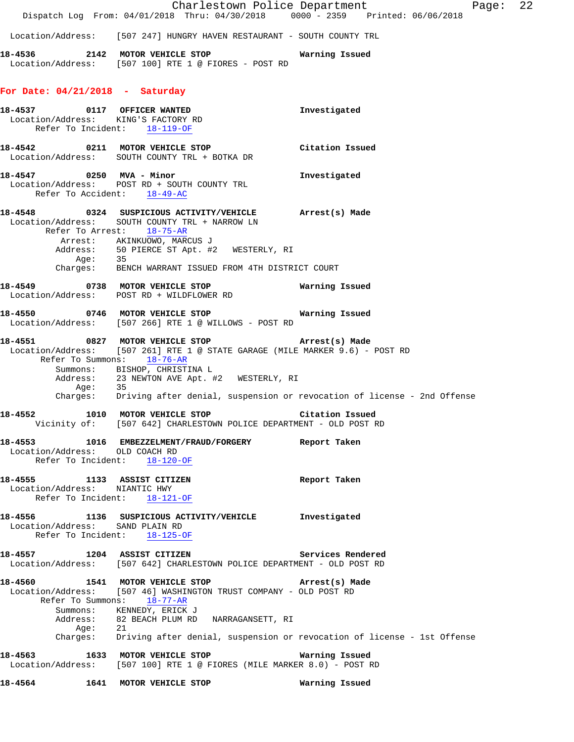Location/Address: [507 247] HUNGRY HAVEN RESTAURANT - SOUTH COUNTY TRL

**18-4536 2142 MOTOR VEHICLE STOP** Warning Issued
Location/Address: [507 100] RTE 1 @ FIORES - POST RD

## For Date: 04/21/2018 - Saturday

**18-4537 0117 OFFICER WANTED** Investigated
Location/Address: KING'S FACTORY RD
Refer To Incident: 18-119-OF

**18-4542 0211 MOTOR VEHICLE STOP** Citation Issued
Location/Address: SOUTH COUNTY TRL + BOTKA DR

**18-4547 0250 MVA - Minor** Investigated
Location/Address: POST RD + SOUTH COUNTY TRL
Refer To Accident: 18-49-AC

**18-4548 0324 SUSPICIOUS ACTIVITY/VEHICLE** Arrest(s) Made
Location/Address: SOUTH COUNTY TRL + NARROW LN
Refer To Arrest: 18-75-AR
Arrest: AKINKUOWO, MARCUS J
Address: 50 PIERCE ST Apt. #2 WESTERLY, RI
Age: 35
Charges: BENCH WARRANT ISSUED FROM 4TH DISTRICT COURT

**18-4549 0738 MOTOR VEHICLE STOP** Warning Issued
Location/Address: POST RD + WILDFLOWER RD

**18-4550 0746 MOTOR VEHICLE STOP** Warning Issued
Location/Address: [507 266] RTE 1 @ WILLOWS - POST RD

**18-4551 0827 MOTOR VEHICLE STOP** Arrest(s) Made
Location/Address: [507 261] RTE 1 @ STATE GARAGE (MILE MARKER 9.6) - POST RD
Refer To Summons: 18-76-AR
Summons: BISHOP, CHRISTINA L
Address: 23 NEWTON AVE Apt. #2 WESTERLY, RI
Age: 35
Charges: Driving after denial, suspension or revocation of license - 2nd Offense

**18-4552 1010 MOTOR VEHICLE STOP** Citation Issued
Vicinity of: [507 642] CHARLESTOWN POLICE DEPARTMENT - OLD POST RD

**18-4553 1016 EMBEZZELMENT/FRAUD/FORGERY** Report Taken
Location/Address: OLD COACH RD
Refer To Incident: 18-120-OF

**18-4555 1133 ASSIST CITIZEN** Report Taken
Location/Address: NIANTIC HWY
Refer To Incident: 18-121-OF

**18-4556 1136 SUSPICIOUS ACTIVITY/VEHICLE** Investigated
Location/Address: SAND PLAIN RD
Refer To Incident: 18-125-OF

**18-4557 1204 ASSIST CITIZEN** Services Rendered
Location/Address: [507 642] CHARLESTOWN POLICE DEPARTMENT - OLD POST RD

**18-4560 1541 MOTOR VEHICLE STOP** Arrest(s) Made
Location/Address: [507 46] WASHINGTON TRUST COMPANY - OLD POST RD
Refer To Summons: 18-77-AR
Summons: KENNEDY, ERICK J
Address: 82 BEACH PLUM RD NARRAGANSETT, RI
Age: 21
Charges: Driving after denial, suspension or revocation of license - 1st Offense

**18-4563 1633 MOTOR VEHICLE STOP** Warning Issued
Location/Address: [507 100] RTE 1 @ FIORES (MILE MARKER 8.0) - POST RD

**18-4564 1641 MOTOR VEHICLE STOP** Warning Issued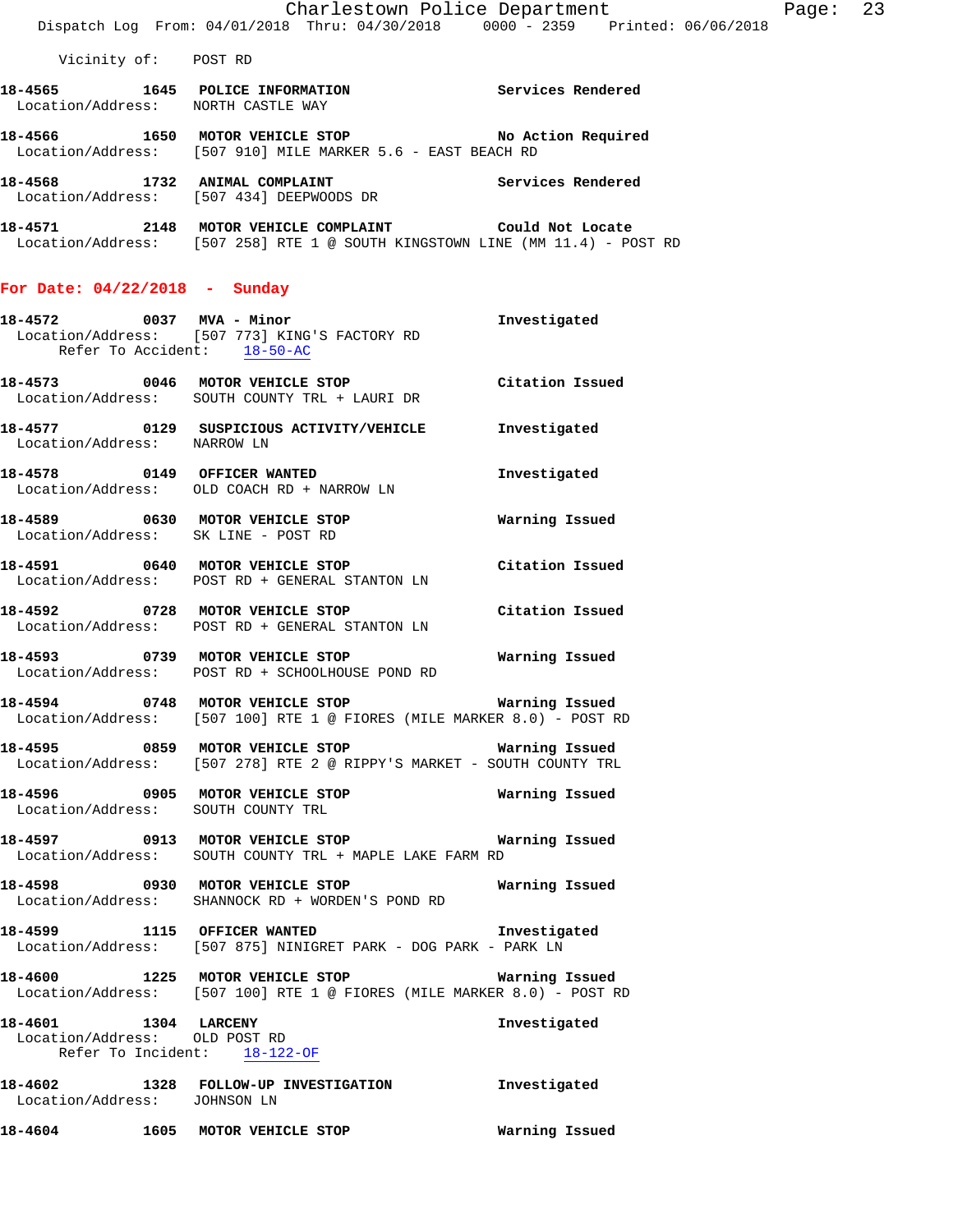Vicinity of: POST RD

**18-4565** 1645 **POLICE INFORMATION** **Services Rendered**
Location/Address: NORTH CASTLE WAY

**18-4566** 1650 **MOTOR VEHICLE STOP** **No Action Required**
Location/Address: [507 910] MILE MARKER 5.6 - EAST BEACH RD

**18-4568** 1732 **ANIMAL COMPLAINT** **Services Rendered**
Location/Address: [507 434] DEEPWOODS DR

**18-4571** 2148 **MOTOR VEHICLE COMPLAINT** **Could Not Locate**
Location/Address: [507 258] RTE 1 @ SOUTH KINGSTOWN LINE (MM 11.4) - POST RD

## For Date: 04/22/2018 - Sunday

**18-4572** 0037 **MVA - Minor** **Investigated**
Location/Address: [507 773] KING'S FACTORY RD
Refer To Accident: 18-50-AC

**18-4573** 0046 **MOTOR VEHICLE STOP** **Citation Issued**
Location/Address: SOUTH COUNTY TRL + LAURI DR

**18-4577** 0129 **SUSPICIOUS ACTIVITY/VEHICLE** **Investigated**
Location/Address: NARROW LN

**18-4578** 0149 **OFFICER WANTED** **Investigated**
Location/Address: OLD COACH RD + NARROW LN

**18-4589** 0630 **MOTOR VEHICLE STOP** **Warning Issued**
Location/Address: SK LINE - POST RD

**18-4591** 0640 **MOTOR VEHICLE STOP** **Citation Issued**
Location/Address: POST RD + GENERAL STANTON LN

**18-4592** 0728 **MOTOR VEHICLE STOP** **Citation Issued**
Location/Address: POST RD + GENERAL STANTON LN

**18-4593** 0739 **MOTOR VEHICLE STOP** **Warning Issued**
Location/Address: POST RD + SCHOOLHOUSE POND RD

**18-4594** 0748 **MOTOR VEHICLE STOP** **Warning Issued**
Location/Address: [507 100] RTE 1 @ FIORES (MILE MARKER 8.0) - POST RD

**18-4595** 0859 **MOTOR VEHICLE STOP** **Warning Issued**
Location/Address: [507 278] RTE 2 @ RIPPY'S MARKET - SOUTH COUNTY TRL

**18-4596** 0905 **MOTOR VEHICLE STOP** **Warning Issued**
Location/Address: SOUTH COUNTY TRL

**18-4597** 0913 **MOTOR VEHICLE STOP** **Warning Issued**
Location/Address: SOUTH COUNTY TRL + MAPLE LAKE FARM RD

**18-4598** 0930 **MOTOR VEHICLE STOP** **Warning Issued**
Location/Address: SHANNOCK RD + WORDEN'S POND RD

**18-4599** 1115 **OFFICER WANTED** **Investigated**
Location/Address: [507 875] NINIGRET PARK - DOG PARK - PARK LN

**18-4600** 1225 **MOTOR VEHICLE STOP** **Warning Issued**
Location/Address: [507 100] RTE 1 @ FIORES (MILE MARKER 8.0) - POST RD

**18-4601** 1304 **LARCENY** **Investigated**
Location/Address: OLD POST RD
Refer To Incident: 18-122-OF

**18-4602** 1328 **FOLLOW-UP INVESTIGATION** **Investigated**
Location/Address: JOHNSON LN

**18-4604** 1605 **MOTOR VEHICLE STOP** **Warning Issued**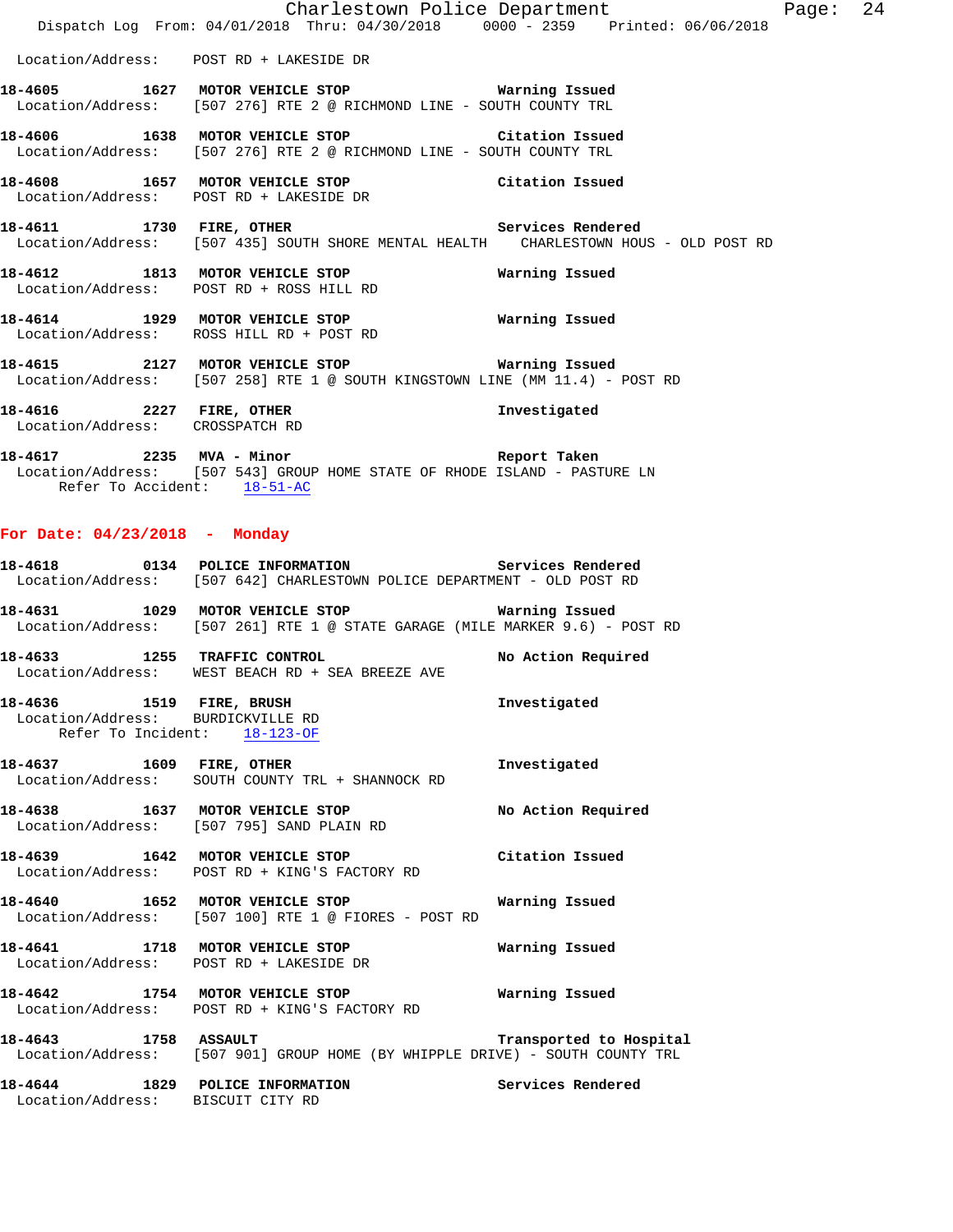Location/Address: POST RD + LAKESIDE DR

**18-4605 1627 MOTOR VEHICLE STOP** Warning Issued
Location/Address: [507 276] RTE 2 @ RICHMOND LINE - SOUTH COUNTY TRL

**18-4606 1638 MOTOR VEHICLE STOP** Citation Issued
Location/Address: [507 276] RTE 2 @ RICHMOND LINE - SOUTH COUNTY TRL

**18-4608 1657 MOTOR VEHICLE STOP** Citation Issued
Location/Address: POST RD + LAKESIDE DR

**18-4611 1730 FIRE, OTHER** Services Rendered
Location/Address: [507 435] SOUTH SHORE MENTAL HEALTH CHARLESTOWN HOUS - OLD POST RD

**18-4612 1813 MOTOR VEHICLE STOP** Warning Issued
Location/Address: POST RD + ROSS HILL RD

**18-4614 1929 MOTOR VEHICLE STOP** Warning Issued
Location/Address: ROSS HILL RD + POST RD

**18-4615 2127 MOTOR VEHICLE STOP** Warning Issued
Location/Address: [507 258] RTE 1 @ SOUTH KINGSTOWN LINE (MM 11.4) - POST RD

**18-4616 2227 FIRE, OTHER** Investigated
Location/Address: CROSSPATCH RD

**18-4617 2235 MVA - Minor** Report Taken
Location/Address: [507 543] GROUP HOME STATE OF RHODE ISLAND - PASTURE LN
Refer To Accident: 18-51-AC

## For Date: 04/23/2018 - Monday

**18-4618 0134 POLICE INFORMATION** Services Rendered
Location/Address: [507 642] CHARLESTOWN POLICE DEPARTMENT - OLD POST RD

**18-4631 1029 MOTOR VEHICLE STOP** Warning Issued
Location/Address: [507 261] RTE 1 @ STATE GARAGE (MILE MARKER 9.6) - POST RD

**18-4633 1255 TRAFFIC CONTROL** No Action Required
Location/Address: WEST BEACH RD + SEA BREEZE AVE

**18-4636 1519 FIRE, BRUSH** Investigated
Location/Address: BURDICKVILLE RD
Refer To Incident: 18-123-OF

**18-4637 1609 FIRE, OTHER** Investigated
Location/Address: SOUTH COUNTY TRL + SHANNOCK RD

**18-4638 1637 MOTOR VEHICLE STOP** No Action Required
Location/Address: [507 795] SAND PLAIN RD

**18-4639 1642 MOTOR VEHICLE STOP** Citation Issued
Location/Address: POST RD + KING'S FACTORY RD

**18-4640 1652 MOTOR VEHICLE STOP** Warning Issued
Location/Address: [507 100] RTE 1 @ FIORES - POST RD

**18-4641 1718 MOTOR VEHICLE STOP** Warning Issued
Location/Address: POST RD + LAKESIDE DR

**18-4642 1754 MOTOR VEHICLE STOP** Warning Issued
Location/Address: POST RD + KING'S FACTORY RD

**18-4643 1758 ASSAULT** Transported to Hospital
Location/Address: [507 901] GROUP HOME (BY WHIPPLE DRIVE) - SOUTH COUNTY TRL

**18-4644 1829 POLICE INFORMATION** Services Rendered
Location/Address: BISCUIT CITY RD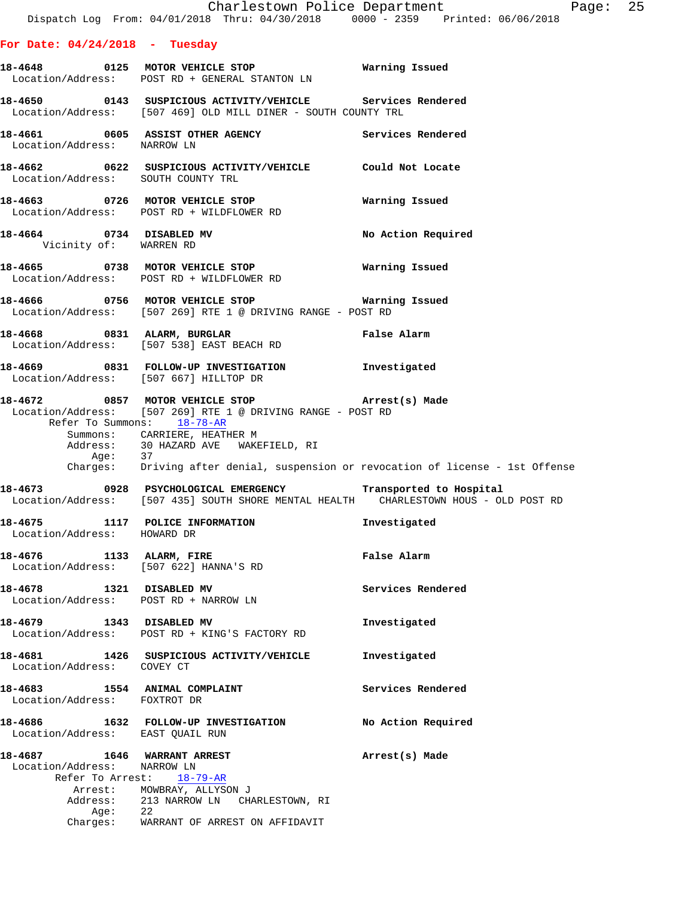## For Date: 04/24/2018 - Tuesday

**18-4648 0125 MOTOR VEHICLE STOP** — Warning Issued
Location/Address: POST RD + GENERAL STANTON LN

**18-4650 0143 SUSPICIOUS ACTIVITY/VEHICLE** — Services Rendered
Location/Address: [507 469] OLD MILL DINER - SOUTH COUNTY TRL

**18-4661 0605 ASSIST OTHER AGENCY** — Services Rendered
Location/Address: NARROW LN

**18-4662 0622 SUSPICIOUS ACTIVITY/VEHICLE** — Could Not Locate
Location/Address: SOUTH COUNTY TRL

**18-4663 0726 MOTOR VEHICLE STOP** — Warning Issued
Location/Address: POST RD + WILDFLOWER RD

**18-4664 0734 DISABLED MV** — No Action Required
Vicinity of: WARREN RD

**18-4665 0738 MOTOR VEHICLE STOP** — Warning Issued
Location/Address: POST RD + WILDFLOWER RD

**18-4666 0756 MOTOR VEHICLE STOP** — Warning Issued
Location/Address: [507 269] RTE 1 @ DRIVING RANGE - POST RD

**18-4668 0831 ALARM, BURGLAR** — False Alarm
Location/Address: [507 538] EAST BEACH RD

**18-4669 0831 FOLLOW-UP INVESTIGATION** — Investigated
Location/Address: [507 667] HILLTOP DR

**18-4672 0857 MOTOR VEHICLE STOP** — Arrest(s) Made
Location/Address: [507 269] RTE 1 @ DRIVING RANGE - POST RD
Refer To Summons: 18-78-AR
Summons: CARRIERE, HEATHER M
Address: 30 HAZARD AVE WAKEFIELD, RI
Age: 37
Charges: Driving after denial, suspension or revocation of license - 1st Offense

**18-4673 0928 PSYCHOLOGICAL EMERGENCY** — Transported to Hospital
Location/Address: [507 435] SOUTH SHORE MENTAL HEALTH CHARLESTOWN HOUS - OLD POST RD

**18-4675 1117 POLICE INFORMATION** — Investigated
Location/Address: HOWARD DR

**18-4676 1133 ALARM, FIRE** — False Alarm
Location/Address: [507 622] HANNA'S RD

**18-4678 1321 DISABLED MV** — Services Rendered
Location/Address: POST RD + NARROW LN

**18-4679 1343 DISABLED MV** — Investigated
Location/Address: POST RD + KING'S FACTORY RD

**18-4681 1426 SUSPICIOUS ACTIVITY/VEHICLE** — Investigated
Location/Address: COVEY CT

**18-4683 1554 ANIMAL COMPLAINT** — Services Rendered
Location/Address: FOXTROT DR

**18-4686 1632 FOLLOW-UP INVESTIGATION** — No Action Required
Location/Address: EAST QUAIL RUN

**18-4687 1646 WARRANT ARREST** — Arrest(s) Made
Location/Address: NARROW LN
Refer To Arrest: 18-79-AR
Arrest: MOWBRAY, ALLYSON J
Address: 213 NARROW LN CHARLESTOWN, RI
Age: 22
Charges: WARRANT OF ARREST ON AFFIDAVIT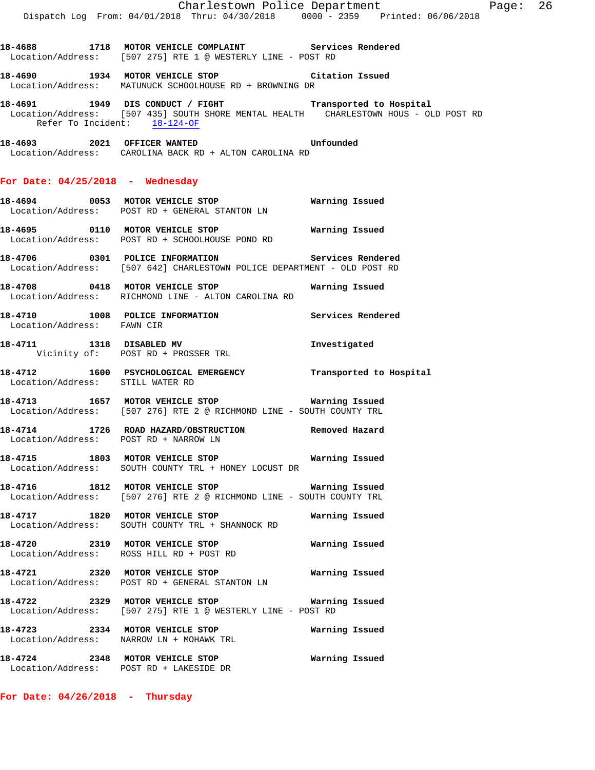**18-4688 1718 MOTOR VEHICLE COMPLAINT Services Rendered**
Location/Address: [507 275] RTE 1 @ WESTERLY LINE - POST RD

**18-4690 1934 MOTOR VEHICLE STOP Citation Issued**
Location/Address: MATUNUCK SCHOOLHOUSE RD + BROWNING DR

**18-4691 1949 DIS CONDUCT / FIGHT Transported to Hospital**
Location/Address: [507 435] SOUTH SHORE MENTAL HEALTH CHARLESTOWN HOUS - OLD POST RD
Refer To Incident: 18-124-OF

**18-4693 2021 OFFICER WANTED Unfounded**
Location/Address: CAROLINA BACK RD + ALTON CAROLINA RD

## For Date: 04/25/2018 - Wednesday

**18-4694 0053 MOTOR VEHICLE STOP Warning Issued**
Location/Address: POST RD + GENERAL STANTON LN

**18-4695 0110 MOTOR VEHICLE STOP Warning Issued**
Location/Address: POST RD + SCHOOLHOUSE POND RD

**18-4706 0301 POLICE INFORMATION Services Rendered**
Location/Address: [507 642] CHARLESTOWN POLICE DEPARTMENT - OLD POST RD

**18-4708 0418 MOTOR VEHICLE STOP Warning Issued**
Location/Address: RICHMOND LINE - ALTON CAROLINA RD

**18-4710 1008 POLICE INFORMATION Services Rendered**
Location/Address: FAWN CIR

**18-4711 1318 DISABLED MV Investigated**
Vicinity of: POST RD + PROSSER TRL

**18-4712 1600 PSYCHOLOGICAL EMERGENCY Transported to Hospital**
Location/Address: STILL WATER RD

**18-4713 1657 MOTOR VEHICLE STOP Warning Issued**
Location/Address: [507 276] RTE 2 @ RICHMOND LINE - SOUTH COUNTY TRL

**18-4714 1726 ROAD HAZARD/OBSTRUCTION Removed Hazard**
Location/Address: POST RD + NARROW LN

**18-4715 1803 MOTOR VEHICLE STOP Warning Issued**
Location/Address: SOUTH COUNTY TRL + HONEY LOCUST DR

**18-4716 1812 MOTOR VEHICLE STOP Warning Issued**
Location/Address: [507 276] RTE 2 @ RICHMOND LINE - SOUTH COUNTY TRL

**18-4717 1820 MOTOR VEHICLE STOP Warning Issued**
Location/Address: SOUTH COUNTY TRL + SHANNOCK RD

**18-4720 2319 MOTOR VEHICLE STOP Warning Issued**
Location/Address: ROSS HILL RD + POST RD

**18-4721 2320 MOTOR VEHICLE STOP Warning Issued**
Location/Address: POST RD + GENERAL STANTON LN

**18-4722 2329 MOTOR VEHICLE STOP Warning Issued**
Location/Address: [507 275] RTE 1 @ WESTERLY LINE - POST RD

**18-4723 2334 MOTOR VEHICLE STOP Warning Issued**
Location/Address: NARROW LN + MOHAWK TRL

**18-4724 2348 MOTOR VEHICLE STOP Warning Issued**
Location/Address: POST RD + LAKESIDE DR

## For Date: 04/26/2018 - Thursday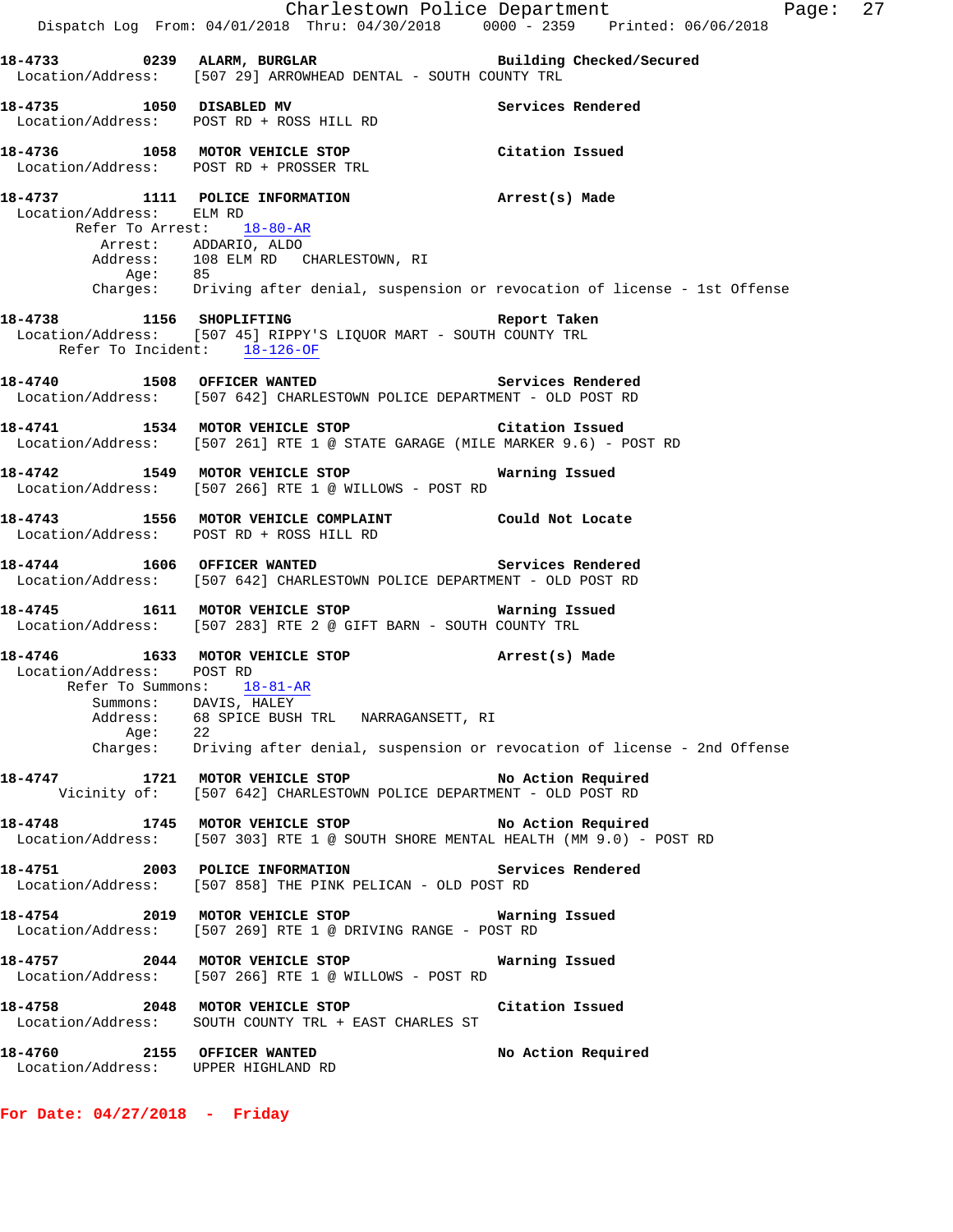18-4733 0239 ALARM, BURGLAR Building Checked/Secured
Location/Address: [507 29] ARROWHEAD DENTAL - SOUTH COUNTY TRL

18-4735 1050 DISABLED MV Services Rendered
Location/Address: POST RD + ROSS HILL RD

18-4736 1058 MOTOR VEHICLE STOP Citation Issued
Location/Address: POST RD + PROSSER TRL

18-4737 1111 POLICE INFORMATION Arrest(s) Made
Location/Address: ELM RD
Refer To Arrest: 18-80-AR
Arrest: ADDARIO, ALDO
Address: 108 ELM RD CHARLESTOWN, RI
Age: 85
Charges: Driving after denial, suspension or revocation of license - 1st Offense

18-4738 1156 SHOPLIFTING Report Taken
Location/Address: [507 45] RIPPY'S LIQUOR MART - SOUTH COUNTY TRL
Refer To Incident: 18-126-OF

18-4740 1508 OFFICER WANTED Services Rendered
Location/Address: [507 642] CHARLESTOWN POLICE DEPARTMENT - OLD POST RD

18-4741 1534 MOTOR VEHICLE STOP Citation Issued
Location/Address: [507 261] RTE 1 @ STATE GARAGE (MILE MARKER 9.6) - POST RD

18-4742 1549 MOTOR VEHICLE STOP Warning Issued
Location/Address: [507 266] RTE 1 @ WILLOWS - POST RD

18-4743 1556 MOTOR VEHICLE COMPLAINT Could Not Locate
Location/Address: POST RD + ROSS HILL RD

18-4744 1606 OFFICER WANTED Services Rendered
Location/Address: [507 642] CHARLESTOWN POLICE DEPARTMENT - OLD POST RD

18-4745 1611 MOTOR VEHICLE STOP Warning Issued
Location/Address: [507 283] RTE 2 @ GIFT BARN - SOUTH COUNTY TRL

18-4746 1633 MOTOR VEHICLE STOP Arrest(s) Made
Location/Address: POST RD
Refer To Summons: 18-81-AR
Summons: DAVIS, HALEY
Address: 68 SPICE BUSH TRL NARRAGANSETT, RI
Age: 22
Charges: Driving after denial, suspension or revocation of license - 2nd Offense

18-4747 1721 MOTOR VEHICLE STOP No Action Required
Vicinity of: [507 642] CHARLESTOWN POLICE DEPARTMENT - OLD POST RD

18-4748 1745 MOTOR VEHICLE STOP No Action Required
Location/Address: [507 303] RTE 1 @ SOUTH SHORE MENTAL HEALTH (MM 9.0) - POST RD

18-4751 2003 POLICE INFORMATION Services Rendered
Location/Address: [507 858] THE PINK PELICAN - OLD POST RD

18-4754 2019 MOTOR VEHICLE STOP Warning Issued
Location/Address: [507 269] RTE 1 @ DRIVING RANGE - POST RD

18-4757 2044 MOTOR VEHICLE STOP Warning Issued
Location/Address: [507 266] RTE 1 @ WILLOWS - POST RD

18-4758 2048 MOTOR VEHICLE STOP Citation Issued
Location/Address: SOUTH COUNTY TRL + EAST CHARLES ST

18-4760 2155 OFFICER WANTED No Action Required
Location/Address: UPPER HIGHLAND RD

**For Date: 04/27/2018 - Friday**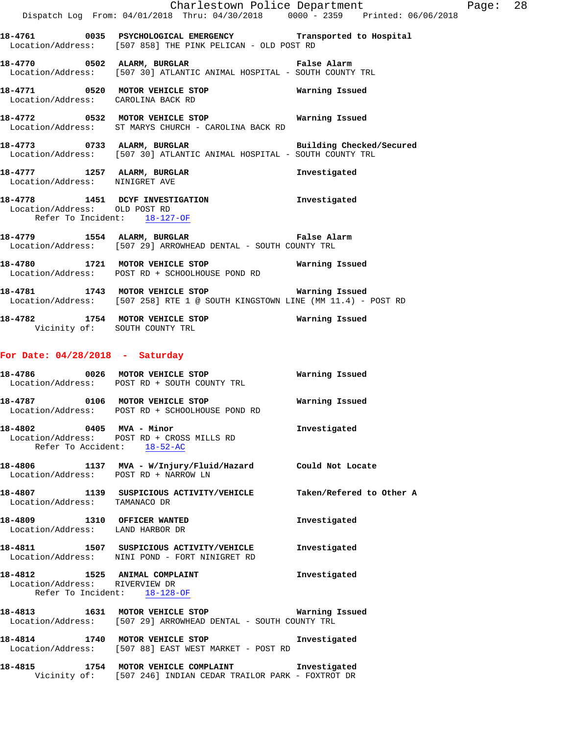18-4761 0035 **PSYCHOLOGICAL EMERGENCY** **Transported to Hospital**
Location/Address: [507 858] THE PINK PELICAN - OLD POST RD

18-4770 0502 **ALARM, BURGLAR** **False Alarm**
Location/Address: [507 30] ATLANTIC ANIMAL HOSPITAL - SOUTH COUNTY TRL

18-4771 0520 **MOTOR VEHICLE STOP** **Warning Issued**
Location/Address: CAROLINA BACK RD

18-4772 0532 **MOTOR VEHICLE STOP** **Warning Issued**
Location/Address: ST MARYS CHURCH - CAROLINA BACK RD

18-4773 0733 **ALARM, BURGLAR** **Building Checked/Secured**
Location/Address: [507 30] ATLANTIC ANIMAL HOSPITAL - SOUTH COUNTY TRL

18-4777 1257 **ALARM, BURGLAR** **Investigated**
Location/Address: NINIGRET AVE

18-4778 1451 **DCYF INVESTIGATION** **Investigated**
Location/Address: OLD POST RD
Refer To Incident: 18-127-OF

18-4779 1554 **ALARM, BURGLAR** **False Alarm**
Location/Address: [507 29] ARROWHEAD DENTAL - SOUTH COUNTY TRL

18-4780 1721 **MOTOR VEHICLE STOP** **Warning Issued**
Location/Address: POST RD + SCHOOLHOUSE POND RD

18-4781 1743 **MOTOR VEHICLE STOP** **Warning Issued**
Location/Address: [507 258] RTE 1 @ SOUTH KINGSTOWN LINE (MM 11.4) - POST RD

18-4782 1754 **MOTOR VEHICLE STOP** **Warning Issued**
Vicinity of: SOUTH COUNTY TRL

## For Date: 04/28/2018 - Saturday

18-4786 0026 **MOTOR VEHICLE STOP** **Warning Issued**
Location/Address: POST RD + SOUTH COUNTY TRL

18-4787 0106 **MOTOR VEHICLE STOP** **Warning Issued**
Location/Address: POST RD + SCHOOLHOUSE POND RD

18-4802 0405 **MVA - Minor** **Investigated**
Location/Address: POST RD + CROSS MILLS RD
Refer To Accident: 18-52-AC

18-4806 1137 **MVA - W/Injury/Fluid/Hazard** **Could Not Locate**
Location/Address: POST RD + NARROW LN

18-4807 1139 **SUSPICIOUS ACTIVITY/VEHICLE** **Taken/Refered to Other A**
Location/Address: TAMANACO DR

18-4809 1310 **OFFICER WANTED** **Investigated**
Location/Address: LAND HARBOR DR

18-4811 1507 **SUSPICIOUS ACTIVITY/VEHICLE** **Investigated**
Location/Address: NINI POND - FORT NINIGRET RD

18-4812 1525 **ANIMAL COMPLAINT** **Investigated**
Location/Address: RIVERVIEW DR
Refer To Incident: 18-128-OF

18-4813 1631 **MOTOR VEHICLE STOP** **Warning Issued**
Location/Address: [507 29] ARROWHEAD DENTAL - SOUTH COUNTY TRL

18-4814 1740 **MOTOR VEHICLE STOP** **Investigated**
Location/Address: [507 88] EAST WEST MARKET - POST RD

18-4815 1754 **MOTOR VEHICLE COMPLAINT** **Investigated**
Vicinity of: [507 246] INDIAN CEDAR TRAILOR PARK - FOXTROT DR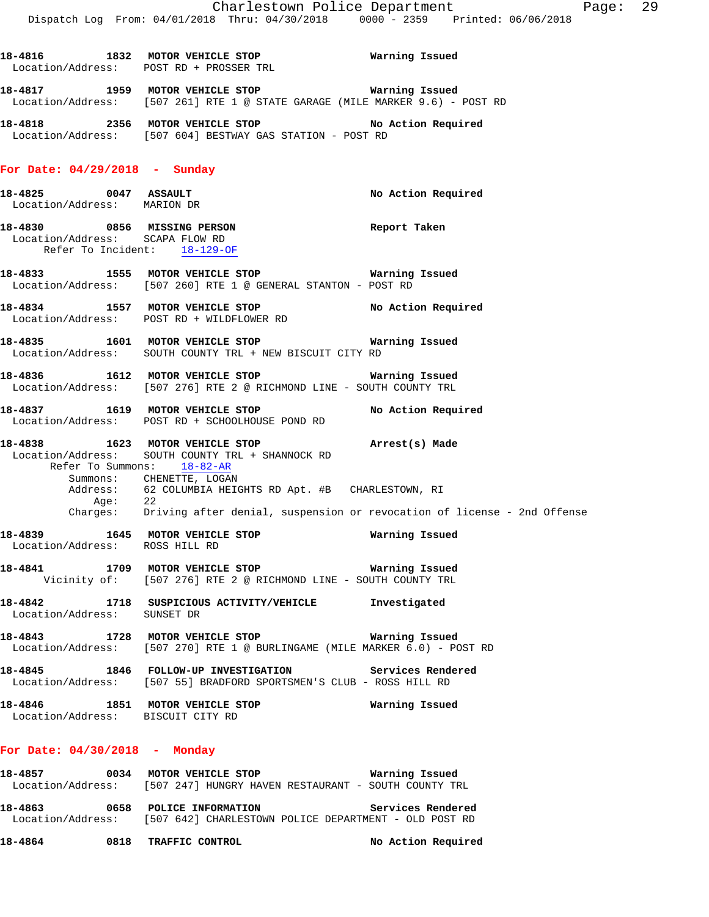**18-4816 1832 MOTOR VEHICLE STOP** Warning Issued
Location/Address: POST RD + PROSSER TRL

**18-4817 1959 MOTOR VEHICLE STOP** Warning Issued
Location/Address: [507 261] RTE 1 @ STATE GARAGE (MILE MARKER 9.6) - POST RD

**18-4818 2356 MOTOR VEHICLE STOP** No Action Required
Location/Address: [507 604] BESTWAY GAS STATION - POST RD

## For Date: 04/29/2018 - Sunday

**18-4825 0047 ASSAULT** No Action Required
Location/Address: MARION DR

**18-4830 0856 MISSING PERSON** Report Taken
Location/Address: SCAPA FLOW RD
Refer To Incident: 18-129-OF

**18-4833 1555 MOTOR VEHICLE STOP** Warning Issued
Location/Address: [507 260] RTE 1 @ GENERAL STANTON - POST RD

**18-4834 1557 MOTOR VEHICLE STOP** No Action Required
Location/Address: POST RD + WILDFLOWER RD

**18-4835 1601 MOTOR VEHICLE STOP** Warning Issued
Location/Address: SOUTH COUNTY TRL + NEW BISCUIT CITY RD

**18-4836 1612 MOTOR VEHICLE STOP** Warning Issued
Location/Address: [507 276] RTE 2 @ RICHMOND LINE - SOUTH COUNTY TRL

**18-4837 1619 MOTOR VEHICLE STOP** No Action Required
Location/Address: POST RD + SCHOOLHOUSE POND RD

**18-4838 1623 MOTOR VEHICLE STOP** Arrest(s) Made
Location/Address: SOUTH COUNTY TRL + SHANNOCK RD
Refer To Summons: 18-82-AR
Summons: CHENETTE, LOGAN
Address: 62 COLUMBIA HEIGHTS RD Apt. #B CHARLESTOWN, RI
Age: 22
Charges: Driving after denial, suspension or revocation of license - 2nd Offense

**18-4839 1645 MOTOR VEHICLE STOP** Warning Issued
Location/Address: ROSS HILL RD

**18-4841 1709 MOTOR VEHICLE STOP** Warning Issued
Vicinity of: [507 276] RTE 2 @ RICHMOND LINE - SOUTH COUNTY TRL

**18-4842 1718 SUSPICIOUS ACTIVITY/VEHICLE** Investigated
Location/Address: SUNSET DR

**18-4843 1728 MOTOR VEHICLE STOP** Warning Issued
Location/Address: [507 270] RTE 1 @ BURLINGAME (MILE MARKER 6.0) - POST RD

**18-4845 1846 FOLLOW-UP INVESTIGATION** Services Rendered
Location/Address: [507 55] BRADFORD SPORTSMEN'S CLUB - ROSS HILL RD

**18-4846 1851 MOTOR VEHICLE STOP** Warning Issued
Location/Address: BISCUIT CITY RD

## For Date: 04/30/2018 - Monday

**18-4857 0034 MOTOR VEHICLE STOP** Warning Issued
Location/Address: [507 247] HUNGRY HAVEN RESTAURANT - SOUTH COUNTY TRL

**18-4863 0658 POLICE INFORMATION** Services Rendered
Location/Address: [507 642] CHARLESTOWN POLICE DEPARTMENT - OLD POST RD

**18-4864 0818 TRAFFIC CONTROL** No Action Required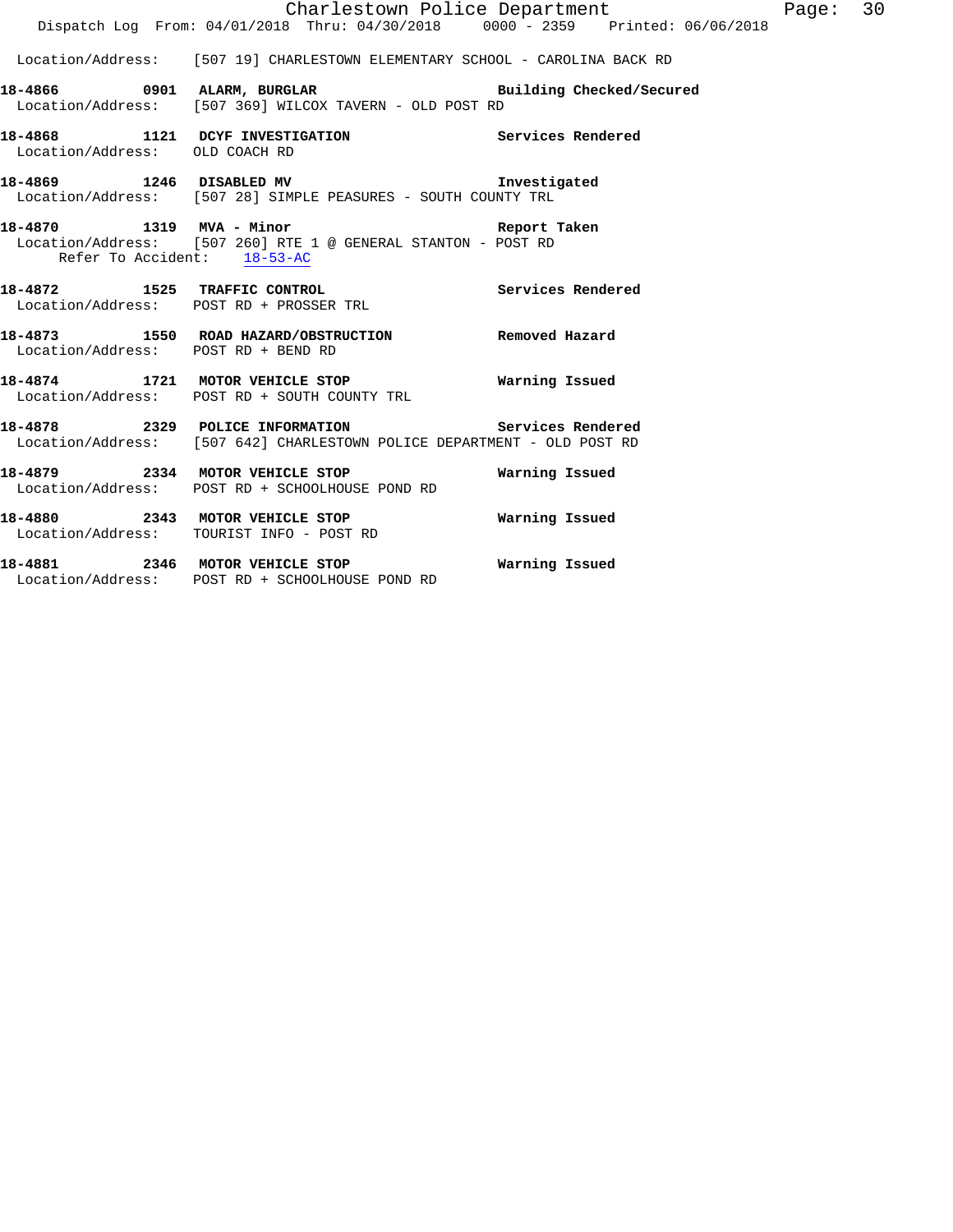Location/Address: [507 19] CHARLESTOWN ELEMENTARY SCHOOL - CAROLINA BACK RD

**18-4866 0901 ALARM, BURGLAR** **Building Checked/Secured**
Location/Address: [507 369] WILCOX TAVERN - OLD POST RD

**18-4868 1121 DCYF INVESTIGATION** **Services Rendered**
Location/Address: OLD COACH RD

**18-4869 1246 DISABLED MV** **Investigated**
Location/Address: [507 28] SIMPLE PEASURES - SOUTH COUNTY TRL

**18-4870 1319 MVA - Minor** **Report Taken**
Location/Address: [507 260] RTE 1 @ GENERAL STANTON - POST RD
Refer To Accident: 18-53-AC

**18-4872 1525 TRAFFIC CONTROL** **Services Rendered**
Location/Address: POST RD + PROSSER TRL

**18-4873 1550 ROAD HAZARD/OBSTRUCTION** **Removed Hazard**
Location/Address: POST RD + BEND RD

**18-4874 1721 MOTOR VEHICLE STOP** **Warning Issued**
Location/Address: POST RD + SOUTH COUNTY TRL

**18-4878 2329 POLICE INFORMATION** **Services Rendered**
Location/Address: [507 642] CHARLESTOWN POLICE DEPARTMENT - OLD POST RD

**18-4879 2334 MOTOR VEHICLE STOP** **Warning Issued**
Location/Address: POST RD + SCHOOLHOUSE POND RD

**18-4880 2343 MOTOR VEHICLE STOP** **Warning Issued**
Location/Address: TOURIST INFO - POST RD

**18-4881 2346 MOTOR VEHICLE STOP** **Warning Issued**
Location/Address: POST RD + SCHOOLHOUSE POND RD